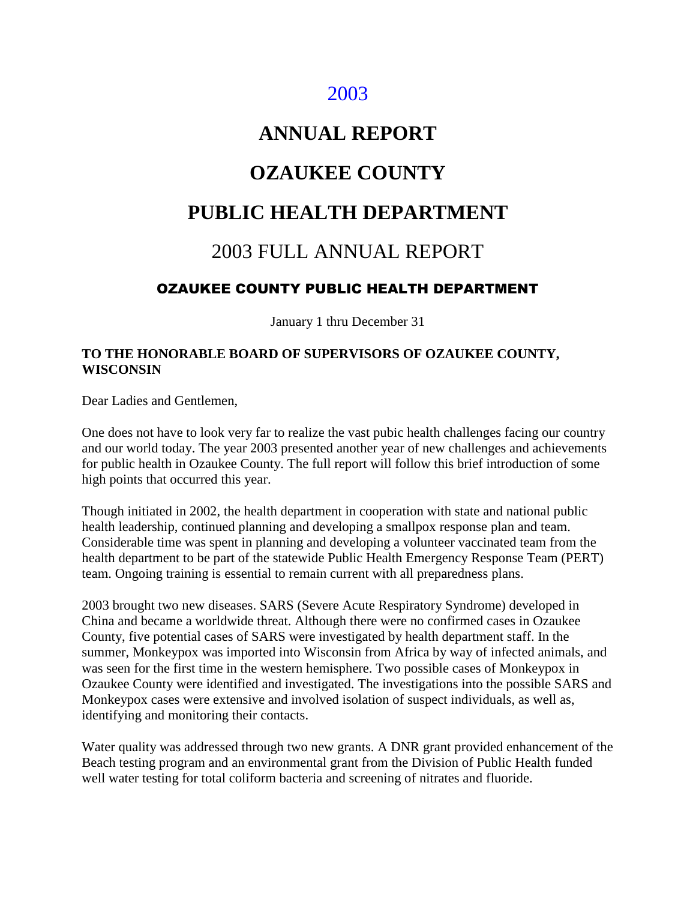2003

# ANNUAL REPORT

# OZAUKEE COUNTY

# PUBLIC HEALTH DEPARTMENT

## 2003 FULL ANNUAL REPORT

### OZAUKEE COUNTY PUBLIC HEALTH DEPARTMENT

January 1 thru December 31

**TO THE HONORABLE BOARD OF SUPERVISORS OF OZAUKEE COUNTY, WISCONSIN**

Dear Ladies and Gentlemen,

One does not have to look very far to realize the vast pubic health challenges facing our country and our world today. The year 2003 presented another year of new challenges and achievements for public health in Ozaukee County. The full report will follow this brief introduction of some high points that occurred this year.

Though initiated in 2002, the health department in cooperation with state and national public health leadership, continued planning and developing a smallpox response plan and team. Considerable time was spent in planning and developing a volunteer vaccinated team from the health department to be part of the statewide Public Health Emergency Response Team (PERT) team. Ongoing training is essential to remain current with all preparedness plans.

2003 brought two new diseases. SARS (Severe Acute Respiratory Syndrome) developed in China and became a worldwide threat. Although there were no confirmed cases in Ozaukee County, five potential cases of SARS were investigated by health department staff. In the summer, Monkeypox was imported into Wisconsin from Africa by way of infected animals, and was seen for the first time in the western hemisphere. Two possible cases of Monkeypox in Ozaukee County were identified and investigated. The investigations into the possible SARS and Monkeypox cases were extensive and involved isolation of suspect individuals, as well as, identifying and monitoring their contacts.

Water quality was addressed through two new grants. A DNR grant provided enhancement of the Beach testing program and an environmental grant from the Division of Public Health funded well water testing for total coliform bacteria and screening of nitrates and fluoride.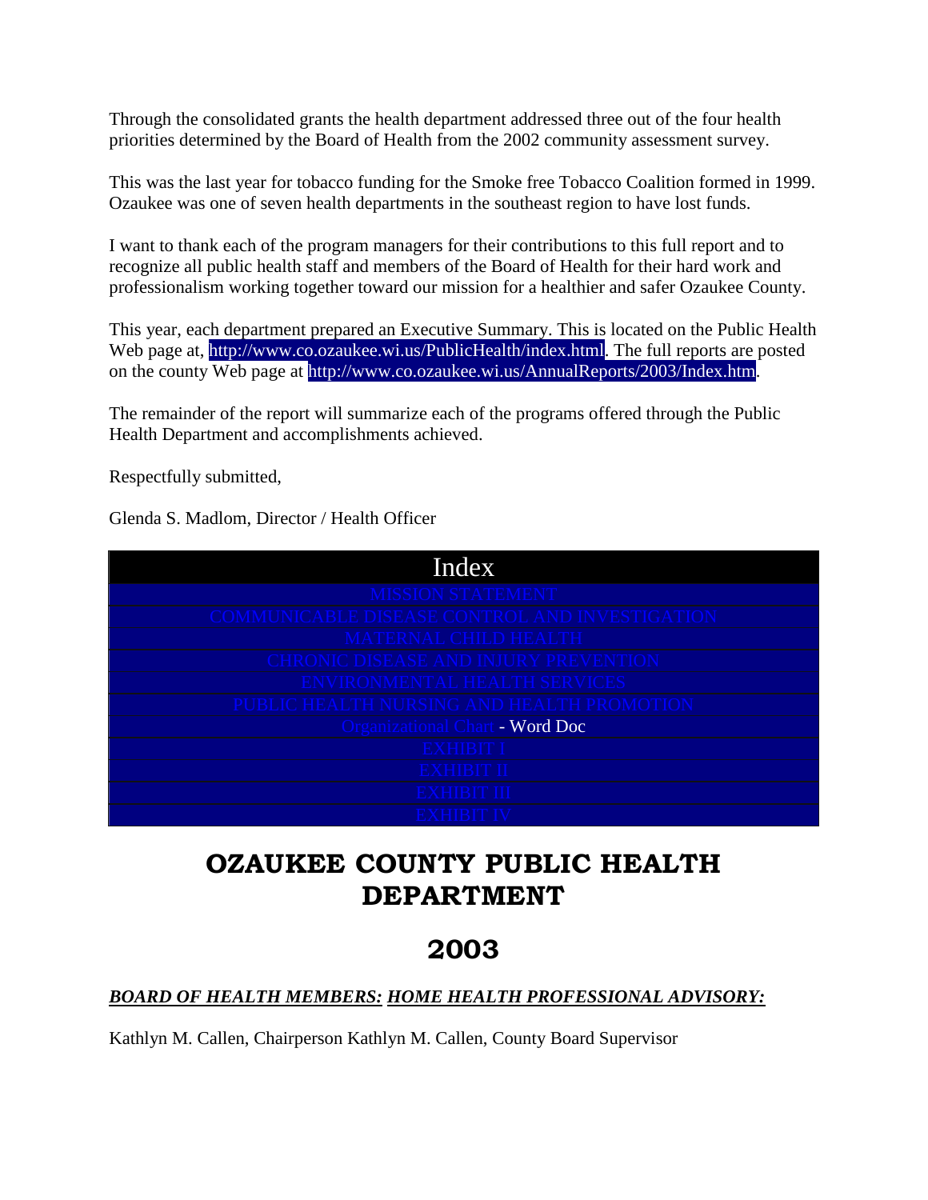Through the consolidated grants the health department addressed three out of the four health priorities determined by the Board of Health from the 2002 community assessment survey.

This was the last year for tobacco funding for the Smoke free Tobacco Coalition formed in 1999. Ozaukee was one of seven health departments in the southeast region to have lost funds.

I want to thank each of the program managers for their contributions to this full report and to recognize all public health staff and members of the Board of Health for their hard work and professionalism working together toward our mission for a healthier and safer Ozaukee County.

This year, each department prepared an Executive Summary. This is located on the Public Health Web page at, http://www.co.ozaukee.wi.us/PublicHealth/index.html. The full reports are posted on the county Web page at http://www.co.ozaukee.wi.us/AnnualReports/2003/Index.htm.

The remainder of the report will summarize each of the programs offered through the Public Health Department and accomplishments achieved.

Respectfully submitted,

Glenda S. Madlom, Director / Health Officer

| Index |
| --- |
| MISSION STATEMENT |
| COMMUNICABLE DISEASE CONTROL AND INVESTIGATION |
| MATERNAL CHILD HEALTH |
| CHRONIC DISEASE AND INJURY PREVENTION |
| ENVIRONMENTAL HEALTH SERVICES |
| PUBLIC HEALTH NURSING AND HEALTH PROMOTION |
| Organizational Chart - Word Doc |
| EXHIBIT I |
| EXHIBIT II |
| EXHIBIT III |
| EXHIBIT IV |

# OZAUKEE COUNTY PUBLIC HEALTH DEPARTMENT

# 2003

***BOARD OF HEALTH MEMBERS:*** ***HOME HEALTH PROFESSIONAL ADVISORY:***

Kathlyn M. Callen, Chairperson Kathlyn M. Callen, County Board Supervisor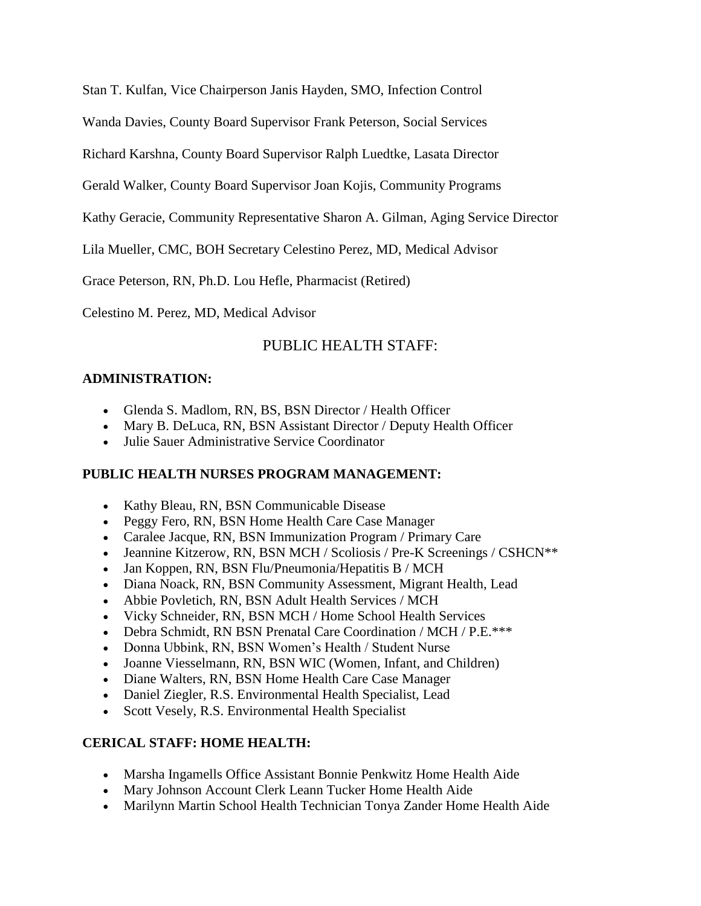Stan T. Kulfan, Vice Chairperson Janis Hayden, SMO, Infection Control

Wanda Davies, County Board Supervisor Frank Peterson, Social Services

Richard Karshna, County Board Supervisor Ralph Luedtke, Lasata Director

Gerald Walker, County Board Supervisor Joan Kojis, Community Programs

Kathy Geracie, Community Representative Sharon A. Gilman, Aging Service Director

Lila Mueller, CMC, BOH Secretary Celestino Perez, MD, Medical Advisor

Grace Peterson, RN, Ph.D. Lou Hefle, Pharmacist (Retired)

Celestino M. Perez, MD, Medical Advisor

## PUBLIC HEALTH STAFF:

### ADMINISTRATION:

- Glenda S. Madlom, RN, BS, BSN Director / Health Officer
- Mary B. DeLuca, RN, BSN Assistant Director / Deputy Health Officer
- Julie Sauer Administrative Service Coordinator

### PUBLIC HEALTH NURSES PROGRAM MANAGEMENT:

- Kathy Bleau, RN, BSN Communicable Disease
- Peggy Fero, RN, BSN Home Health Care Case Manager
- Caralee Jacque, RN, BSN Immunization Program / Primary Care
- Jeannine Kitzerow, RN, BSN MCH / Scoliosis / Pre-K Screenings / CSHCN**
- Jan Koppen, RN, BSN Flu/Pneumonia/Hepatitis B / MCH
- Diana Noack, RN, BSN Community Assessment, Migrant Health, Lead
- Abbie Povletich, RN, BSN Adult Health Services / MCH
- Vicky Schneider, RN, BSN MCH / Home School Health Services
- Debra Schmidt, RN BSN Prenatal Care Coordination / MCH / P.E.***
- Donna Ubbink, RN, BSN Women's Health / Student Nurse
- Joanne Viesselmann, RN, BSN WIC (Women, Infant, and Children)
- Diane Walters, RN, BSN Home Health Care Case Manager
- Daniel Ziegler, R.S. Environmental Health Specialist, Lead
- Scott Vesely, R.S. Environmental Health Specialist

### CERICAL STAFF: HOME HEALTH:

- Marsha Ingamells Office Assistant Bonnie Penkwitz Home Health Aide
- Mary Johnson Account Clerk Leann Tucker Home Health Aide
- Marilynn Martin School Health Technician Tonya Zander Home Health Aide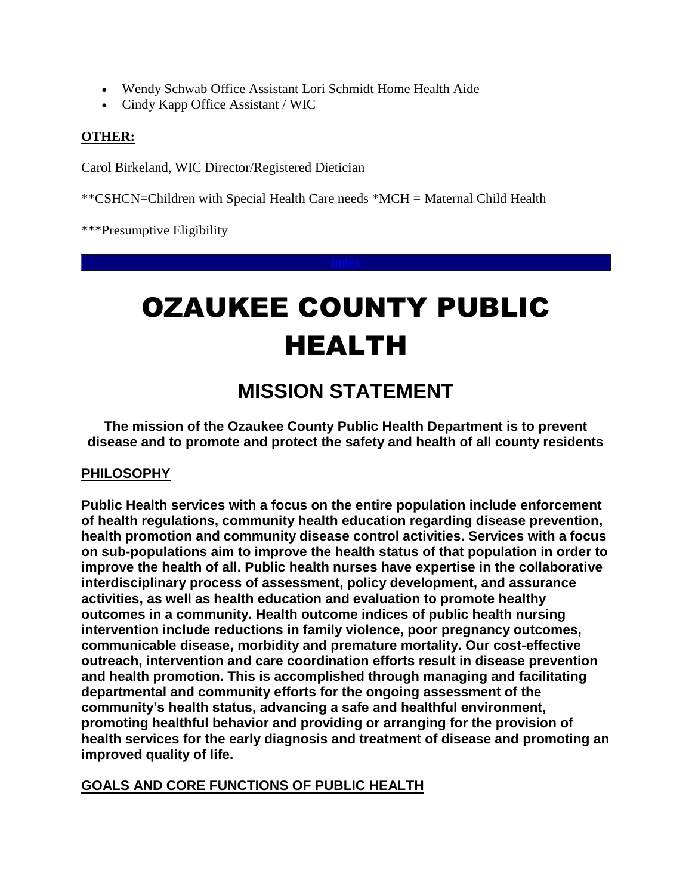- Wendy Schwab Office Assistant Lori Schmidt Home Health Aide
- Cindy Kapp Office Assistant / WIC

**OTHER:**

Carol Birkeland, WIC Director/Registered Dietician

**CSHCN=Children with Special Health Care needs *MCH = Maternal Child Health

***Presumptive Eligibility

Index

# OZAUKEE COUNTY PUBLIC HEALTH

## MISSION STATEMENT

**The mission of the Ozaukee County Public Health Department is to prevent disease and to promote and protect the safety and health of all county residents**

**PHILOSOPHY**

**Public Health services with a focus on the entire population include enforcement of health regulations, community health education regarding disease prevention, health promotion and community disease control activities. Services with a focus on sub-populations aim to improve the health status of that population in order to improve the health of all. Public health nurses have expertise in the collaborative interdisciplinary process of assessment, policy development, and assurance activities, as well as health education and evaluation to promote healthy outcomes in a community. Health outcome indices of public health nursing intervention include reductions in family violence, poor pregnancy outcomes, communicable disease, morbidity and premature mortality. Our cost-effective outreach, intervention and care coordination efforts result in disease prevention and health promotion. This is accomplished through managing and facilitating departmental and community efforts for the ongoing assessment of the community's health status, advancing a safe and healthful environment, promoting healthful behavior and providing or arranging for the provision of health services for the early diagnosis and treatment of disease and promoting an improved quality of life.**

**GOALS AND CORE FUNCTIONS OF PUBLIC HEALTH**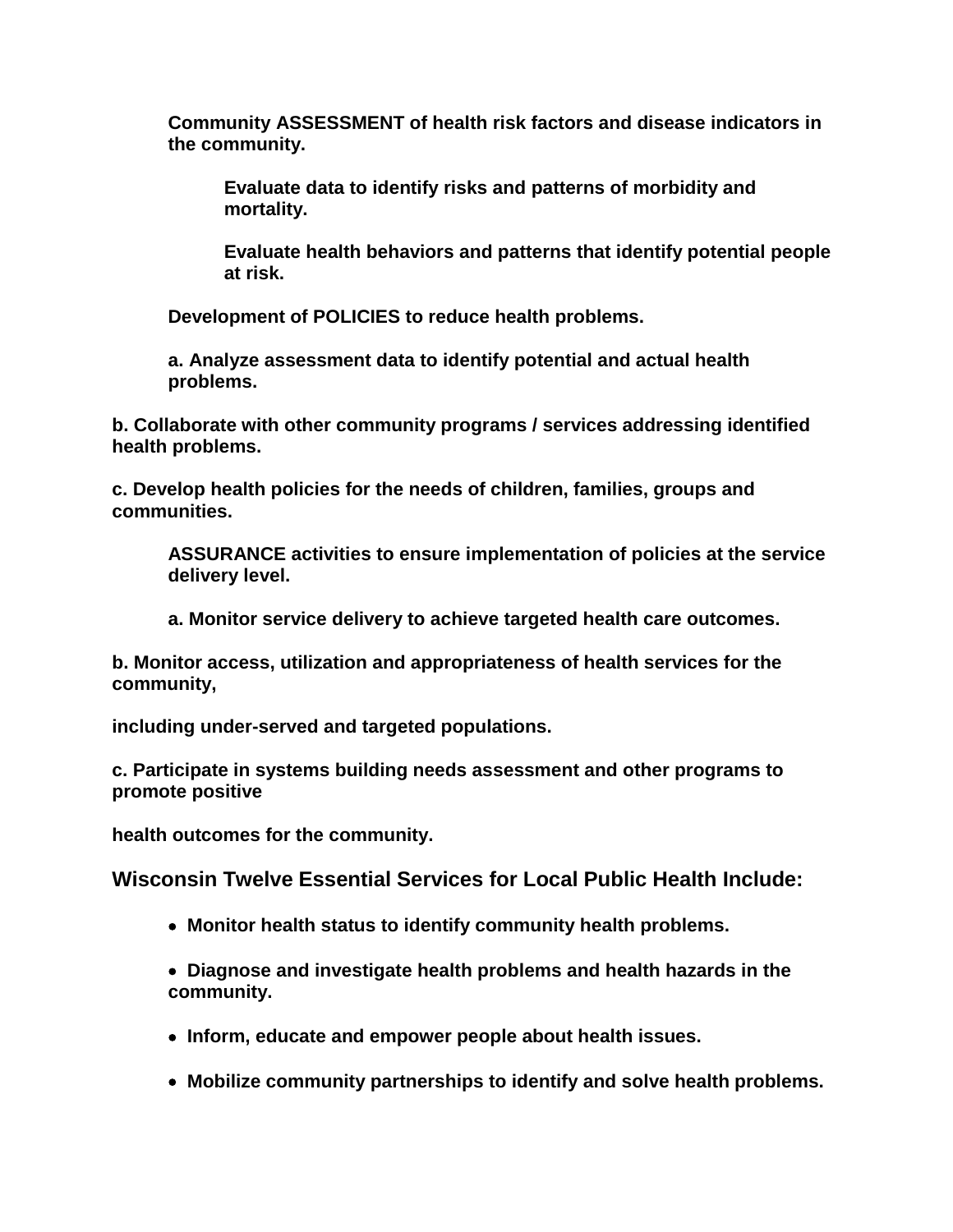**Community ASSESSMENT of health risk factors and disease indicators in the community.**

**Evaluate data to identify risks and patterns of morbidity and mortality.**

**Evaluate health behaviors and patterns that identify potential people at risk.**

**Development of POLICIES to reduce health problems.**

**a. Analyze assessment data to identify potential and actual health problems.**

**b. Collaborate with other community programs / services addressing identified health problems.**

**c. Develop health policies for the needs of children, families, groups and communities.**

**ASSURANCE activities to ensure implementation of policies at the service delivery level.**

**a. Monitor service delivery to achieve targeted health care outcomes.**

**b. Monitor access, utilization and appropriateness of health services for the community,**

**including under-served and targeted populations.**

**c. Participate in systems building needs assessment and other programs to promote positive**

**health outcomes for the community.**

## Wisconsin Twelve Essential Services for Local Public Health Include:

- **Monitor health status to identify community health problems.**
- **Diagnose and investigate health problems and health hazards in the community.**
- **Inform, educate and empower people about health issues.**
- **Mobilize community partnerships to identify and solve health problems.**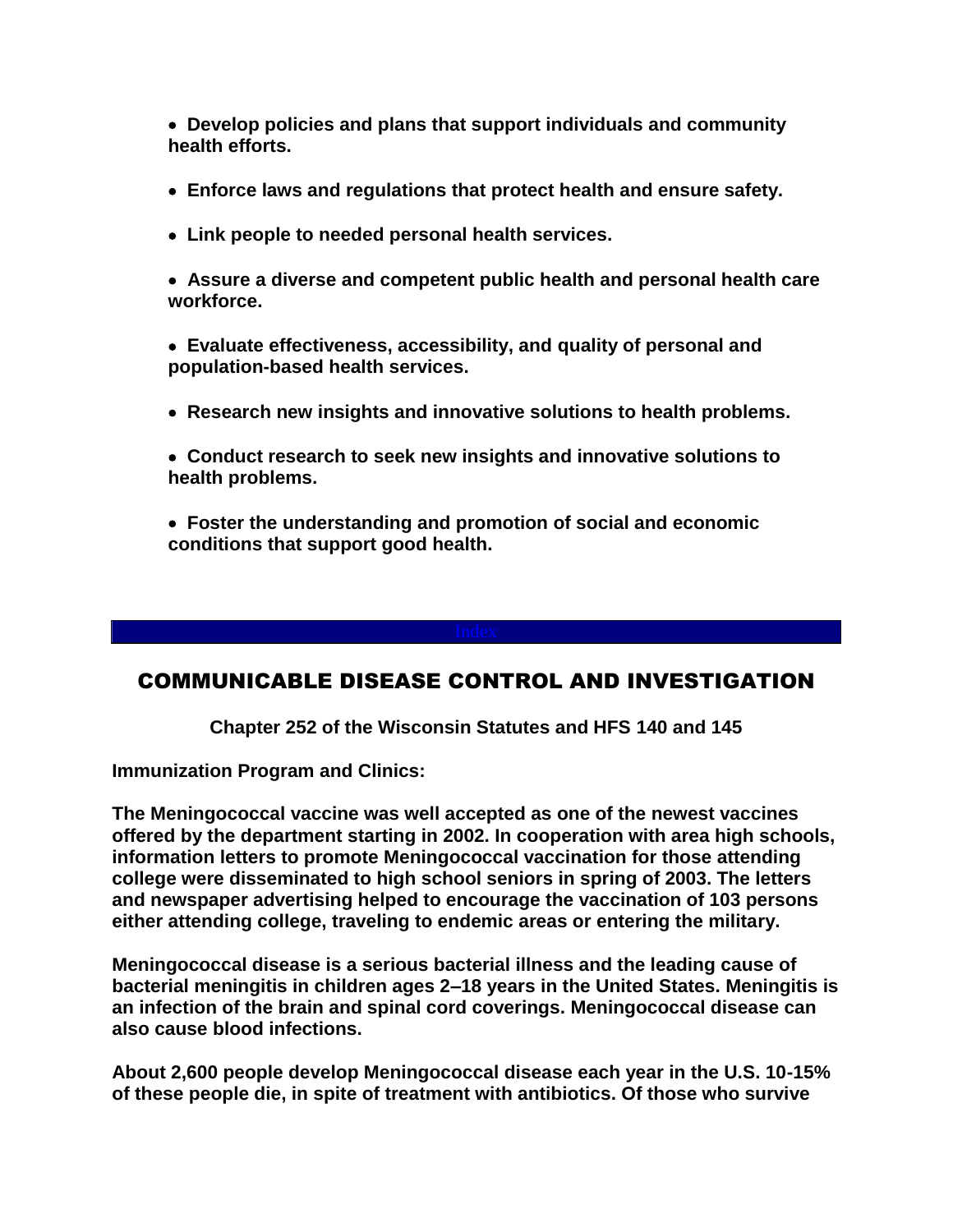- **Develop policies and plans that support individuals and community health efforts.**

- **Enforce laws and regulations that protect health and ensure safety.**

- **Link people to needed personal health services.**

- **Assure a diverse and competent public health and personal health care workforce.**

- **Evaluate effectiveness, accessibility, and quality of personal and population-based health services.**

- **Research new insights and innovative solutions to health problems.**

- **Conduct research to seek new insights and innovative solutions to health problems.**

- **Foster the understanding and promotion of social and economic conditions that support good health.**

Index

# COMMUNICABLE DISEASE CONTROL AND INVESTIGATION

**Chapter 252 of the Wisconsin Statutes and HFS 140 and 145**

**Immunization Program and Clinics:**

**The Meningococcal vaccine was well accepted as one of the newest vaccines offered by the department starting in 2002. In cooperation with area high schools, information letters to promote Meningococcal vaccination for those attending college were disseminated to high school seniors in spring of 2003. The letters and newspaper advertising helped to encourage the vaccination of 103 persons either attending college, traveling to endemic areas or entering the military.**

**Meningococcal disease is a serious bacterial illness and the leading cause of bacterial meningitis in children ages 2–18 years in the United States. Meningitis is an infection of the brain and spinal cord coverings. Meningococcal disease can also cause blood infections.**

**About 2,600 people develop Meningococcal disease each year in the U.S. 10-15% of these people die, in spite of treatment with antibiotics. Of those who survive**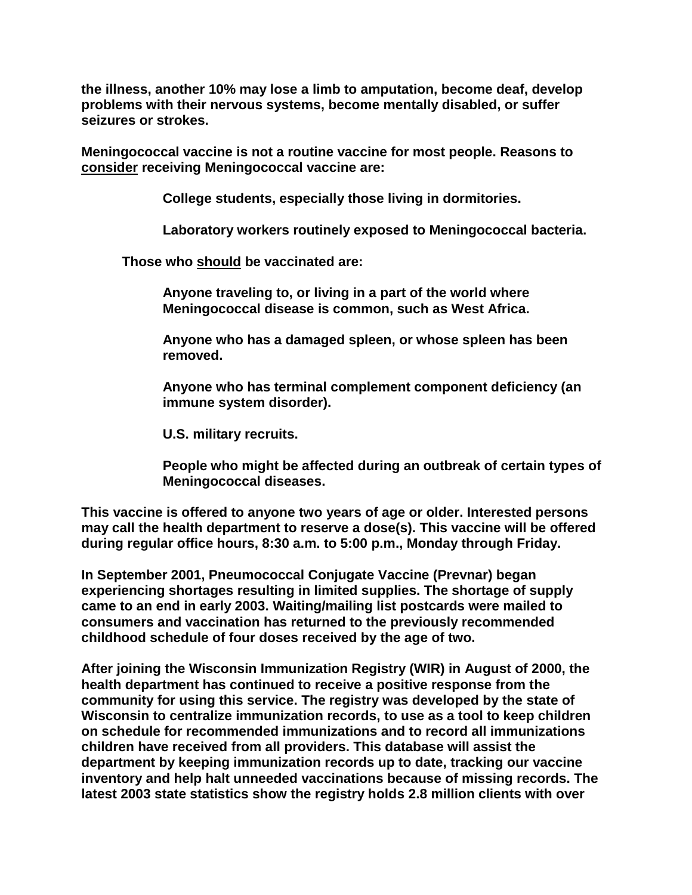**the illness, another 10% may lose a limb to amputation, become deaf, develop problems with their nervous systems, become mentally disabled, or suffer seizures or strokes.**

**Meningococcal vaccine is not a routine vaccine for most people. Reasons to <u>consider</u> receiving Meningococcal vaccine are:**

> **College students, especially those living in dormitories.**
>
> **Laboratory workers routinely exposed to Meningococcal bacteria.**

**Those who <u>should</u> be vaccinated are:**

> **Anyone traveling to, or living in a part of the world where Meningococcal disease is common, such as West Africa.**
>
> **Anyone who has a damaged spleen, or whose spleen has been removed.**
>
> **Anyone who has terminal complement component deficiency (an immune system disorder).**
>
> **U.S. military recruits.**
>
> **People who might be affected during an outbreak of certain types of Meningococcal diseases.**

**This vaccine is offered to anyone two years of age or older. Interested persons may call the health department to reserve a dose(s). This vaccine will be offered during regular office hours, 8:30 a.m. to 5:00 p.m., Monday through Friday.**

**In September 2001, Pneumococcal Conjugate Vaccine (Prevnar) began experiencing shortages resulting in limited supplies. The shortage of supply came to an end in early 2003. Waiting/mailing list postcards were mailed to consumers and vaccination has returned to the previously recommended childhood schedule of four doses received by the age of two.**

**After joining the Wisconsin Immunization Registry (WIR) in August of 2000, the health department has continued to receive a positive response from the community for using this service. The registry was developed by the state of Wisconsin to centralize immunization records, to use as a tool to keep children on schedule for recommended immunizations and to record all immunizations children have received from all providers. This database will assist the department by keeping immunization records up to date, tracking our vaccine inventory and help halt unneeded vaccinations because of missing records. The latest 2003 state statistics show the registry holds 2.8 million clients with over**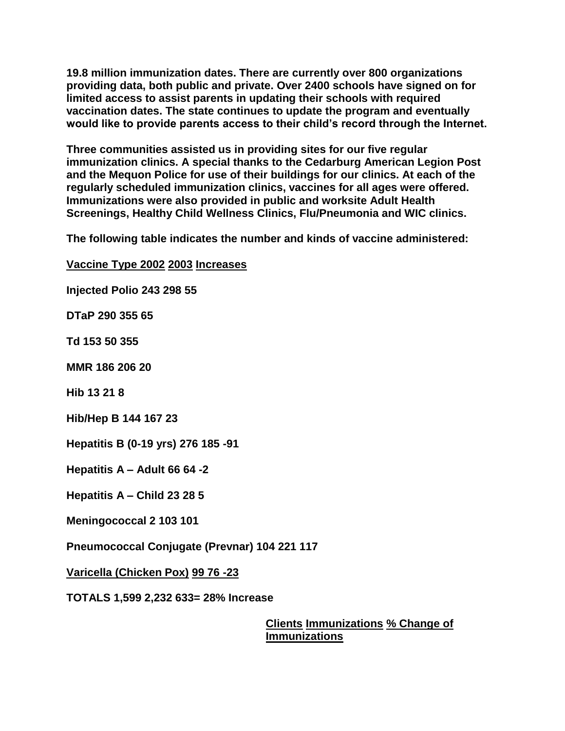**19.8 million immunization dates. There are currently over 800 organizations providing data, both public and private. Over 2400 schools have signed on for limited access to assist parents in updating their schools with required vaccination dates. The state continues to update the program and eventually would like to provide parents access to their child's record through the Internet.**

**Three communities assisted us in providing sites for our five regular immunization clinics. A special thanks to the Cedarburg American Legion Post and the Mequon Police for use of their buildings for our clinics. At each of the regularly scheduled immunization clinics, vaccines for all ages were offered. Immunizations were also provided in public and worksite Adult Health Screenings, Healthy Child Wellness Clinics, Flu/Pneumonia and WIC clinics.**

**The following table indicates the number and kinds of vaccine administered:**

| Vaccine Type | 2002 | 2003 | Increases |
|---|---|---|---|
| Injected Polio | 243 | 298 | 55 |
| DTaP | 290 | 355 | 65 |
| Td | 153 | 50 | 355 |
| MMR | 186 | 206 | 20 |
| Hib | 13 | 21 | 8 |
| Hib/Hep B | 144 | 167 | 23 |
| Hepatitis B (0-19 yrs) | 276 | 185 | -91 |
| Hepatitis A – Adult | 66 | 64 | -2 |
| Hepatitis A – Child | 23 | 28 | 5 |
| Meningococcal | 2 | 103 | 101 |
| Pneumococcal Conjugate (Prevnar) | 104 | 221 | 117 |
| Varicella (Chicken Pox) | 99 | 76 | -23 |
| TOTALS | 1,599 | 2,232 | 633= 28% Increase |

| Clients | Immunizations | % Change of Immunizations |
|---|---|---|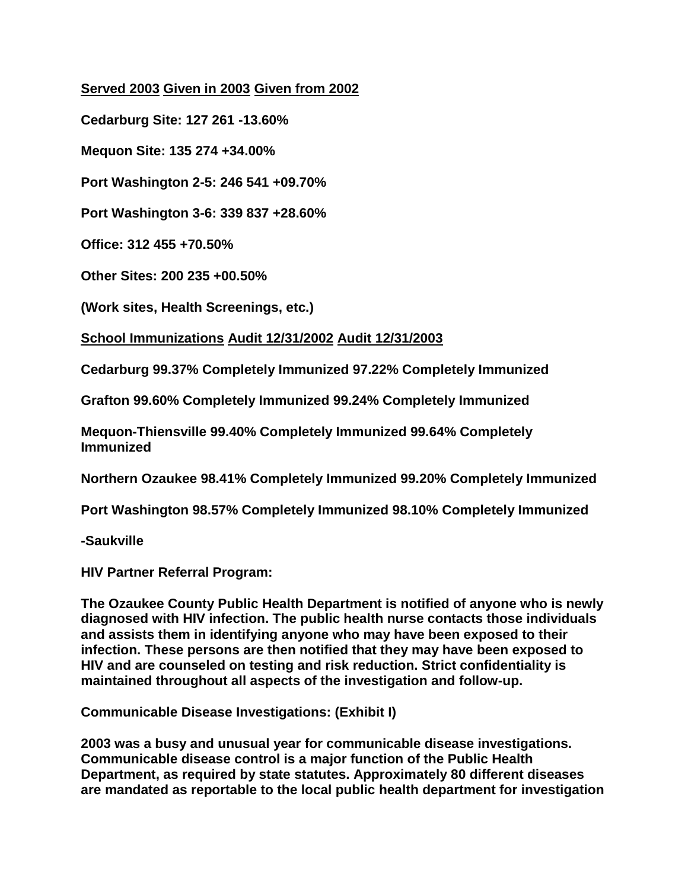| Served 2003 | Given in 2003 | Given from 2002 |
|---|---|---|
| Cedarburg Site: 127 | 261 | -13.60% |
| Mequon Site: 135 | 274 | +34.00% |
| Port Washington 2-5: 246 | 541 | +09.70% |
| Port Washington 3-6: 339 | 837 | +28.60% |
| Office: 312 | 455 | +70.50% |
| Other Sites: 200 | 235 | +00.50% |
| (Work sites, Health Screenings, etc.) | | |

| School Immunizations | Audit 12/31/2002 | Audit 12/31/2003 |
|---|---|---|
| Cedarburg | 99.37% Completely Immunized | 97.22% Completely Immunized |
| Grafton | 99.60% Completely Immunized | 99.24% Completely Immunized |
| Mequon-Thiensville | 99.40% Completely Immunized | 99.64% Completely Immunized |
| Northern Ozaukee | 98.41% Completely Immunized | 99.20% Completely Immunized |
| Port Washington -Saukville | 98.57% Completely Immunized | 98.10% Completely Immunized |

**HIV Partner Referral Program:**

**The Ozaukee County Public Health Department is notified of anyone who is newly diagnosed with HIV infection. The public health nurse contacts those individuals and assists them in identifying anyone who may have been exposed to their infection. These persons are then notified that they may have been exposed to HIV and are counseled on testing and risk reduction. Strict confidentiality is maintained throughout all aspects of the investigation and follow-up.**

**Communicable Disease Investigations: (Exhibit I)**

**2003 was a busy and unusual year for communicable disease investigations. Communicable disease control is a major function of the Public Health Department, as required by state statutes. Approximately 80 different diseases are mandated as reportable to the local public health department for investigation**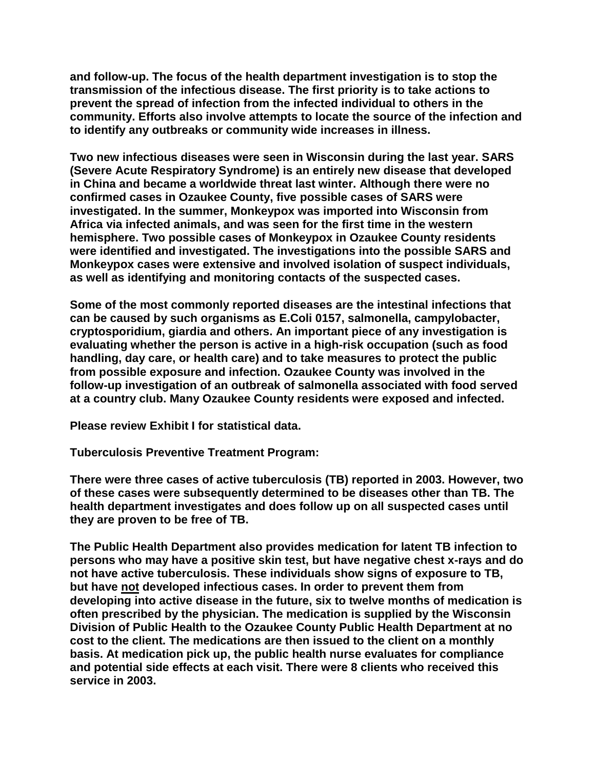**and follow-up. The focus of the health department investigation is to stop the transmission of the infectious disease. The first priority is to take actions to prevent the spread of infection from the infected individual to others in the community. Efforts also involve attempts to locate the source of the infection and to identify any outbreaks or community wide increases in illness.**

**Two new infectious diseases were seen in Wisconsin during the last year. SARS (Severe Acute Respiratory Syndrome) is an entirely new disease that developed in China and became a worldwide threat last winter. Although there were no confirmed cases in Ozaukee County, five possible cases of SARS were investigated. In the summer, Monkeypox was imported into Wisconsin from Africa via infected animals, and was seen for the first time in the western hemisphere. Two possible cases of Monkeypox in Ozaukee County residents were identified and investigated. The investigations into the possible SARS and Monkeypox cases were extensive and involved isolation of suspect individuals, as well as identifying and monitoring contacts of the suspected cases.**

**Some of the most commonly reported diseases are the intestinal infections that can be caused by such organisms as E.Coli 0157, salmonella, campylobacter, cryptosporidium, giardia and others. An important piece of any investigation is evaluating whether the person is active in a high-risk occupation (such as food handling, day care, or health care) and to take measures to protect the public from possible exposure and infection. Ozaukee County was involved in the follow-up investigation of an outbreak of salmonella associated with food served at a country club. Many Ozaukee County residents were exposed and infected.**

**Please review Exhibit I for statistical data.**

**Tuberculosis Preventive Treatment Program:**

**There were three cases of active tuberculosis (TB) reported in 2003. However, two of these cases were subsequently determined to be diseases other than TB. The health department investigates and does follow up on all suspected cases until they are proven to be free of TB.**

**The Public Health Department also provides medication for latent TB infection to persons who may have a positive skin test, but have negative chest x-rays and do not have active tuberculosis. These individuals show signs of exposure to TB, but have <u>not</u> developed infectious cases. In order to prevent them from developing into active disease in the future, six to twelve months of medication is often prescribed by the physician. The medication is supplied by the Wisconsin Division of Public Health to the Ozaukee County Public Health Department at no cost to the client. The medications are then issued to the client on a monthly basis. At medication pick up, the public health nurse evaluates for compliance and potential side effects at each visit. There were 8 clients who received this service in 2003.**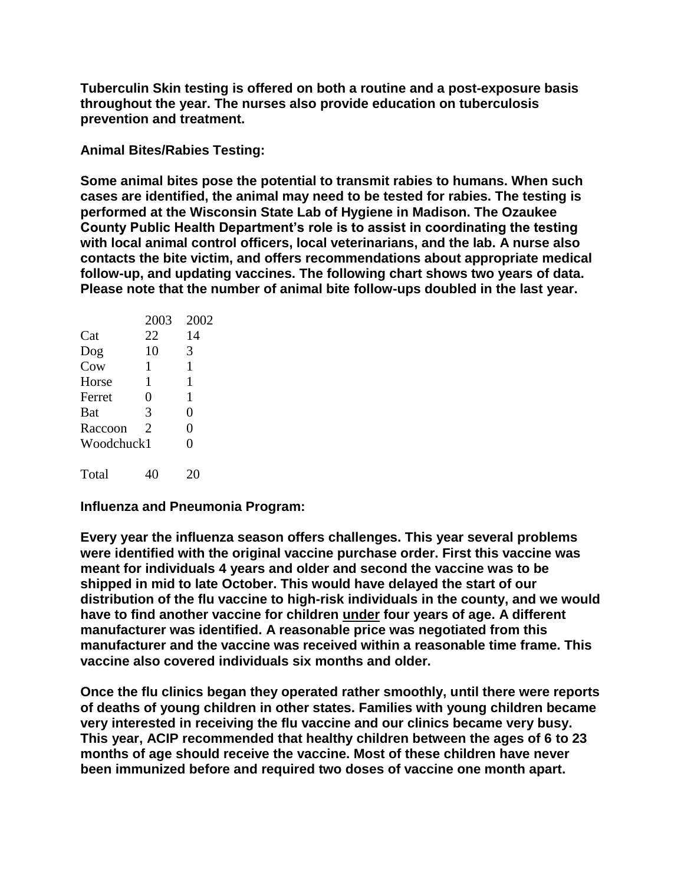**Tuberculin Skin testing is offered on both a routine and a post-exposure basis throughout the year. The nurses also provide education on tuberculosis prevention and treatment.**

**Animal Bites/Rabies Testing:**

**Some animal bites pose the potential to transmit rabies to humans. When such cases are identified, the animal may need to be tested for rabies. The testing is performed at the Wisconsin State Lab of Hygiene in Madison. The Ozaukee County Public Health Department's role is to assist in coordinating the testing with local animal control officers, local veterinarians, and the lab. A nurse also contacts the bite victim, and offers recommendations about appropriate medical follow-up, and updating vaccines. The following chart shows two years of data. Please note that the number of animal bite follow-ups doubled in the last year.**

| | 2003 | 2002 |
|---|---|---|
| Cat | 22 | 14 |
| Dog | 10 | 3 |
| Cow | 1 | 1 |
| Horse | 1 | 1 |
| Ferret | 0 | 1 |
| Bat | 3 | 0 |
| Raccoon | 2 | 0 |
| Woodchuck | 1 | 0 |
| Total | 40 | 20 |

**Influenza and Pneumonia Program:**

**Every year the influenza season offers challenges. This year several problems were identified with the original vaccine purchase order. First this vaccine was meant for individuals 4 years and older and second the vaccine was to be shipped in mid to late October. This would have delayed the start of our distribution of the flu vaccine to high-risk individuals in the county, and we would have to find another vaccine for children <u>under</u> four years of age. A different manufacturer was identified. A reasonable price was negotiated from this manufacturer and the vaccine was received within a reasonable time frame. This vaccine also covered individuals six months and older.**

**Once the flu clinics began they operated rather smoothly, until there were reports of deaths of young children in other states. Families with young children became very interested in receiving the flu vaccine and our clinics became very busy. This year, ACIP recommended that healthy children between the ages of 6 to 23 months of age should receive the vaccine. Most of these children have never been immunized before and required two doses of vaccine one month apart.**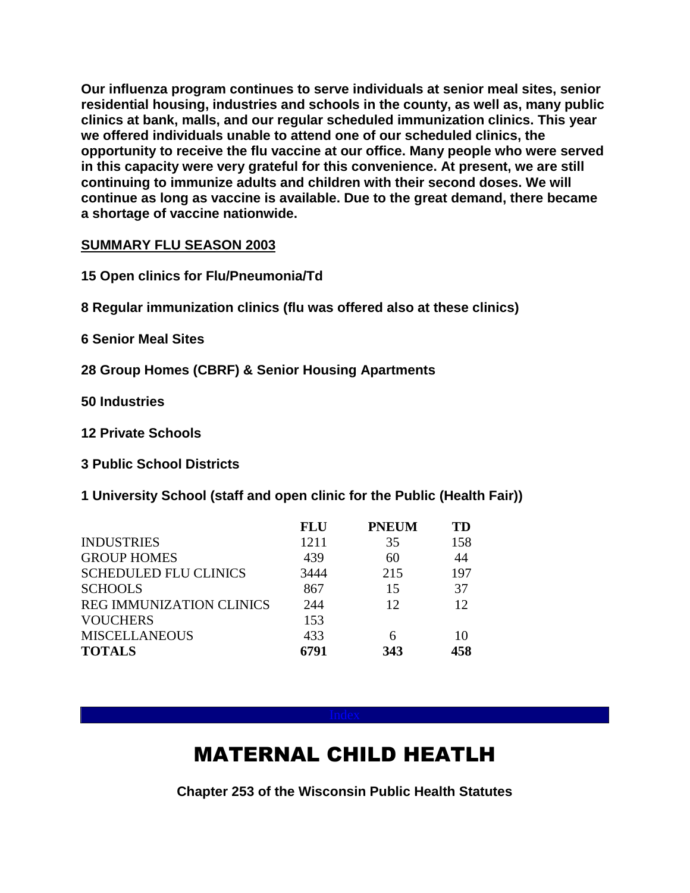**Our influenza program continues to serve individuals at senior meal sites, senior residential housing, industries and schools in the county, as well as, many public clinics at bank, malls, and our regular scheduled immunization clinics. This year we offered individuals unable to attend one of our scheduled clinics, the opportunity to receive the flu vaccine at our office. Many people who were served in this capacity were very grateful for this convenience. At present, we are still continuing to immunize adults and children with their second doses. We will continue as long as vaccine is available. Due to the great demand, there became a shortage of vaccine nationwide.**

**SUMMARY FLU SEASON 2003**

**15 Open clinics for Flu/Pneumonia/Td**

**8 Regular immunization clinics (flu was offered also at these clinics)**

**6 Senior Meal Sites**

**28 Group Homes (CBRF) & Senior Housing Apartments**

**50 Industries**

**12 Private Schools**

**3 Public School Districts**

**1 University School (staff and open clinic for the Public (Health Fair))**

| | FLU | PNEUM | TD |
|---|---|---|---|
| INDUSTRIES | 1211 | 35 | 158 |
| GROUP HOMES | 439 | 60 | 44 |
| SCHEDULED FLU CLINICS | 3444 | 215 | 197 |
| SCHOOLS | 867 | 15 | 37 |
| REG IMMUNIZATION CLINICS | 244 | 12 | 12 |
| VOUCHERS | 153 | | |
| MISCELLANEOUS | 433 | 6 | 10 |
| **TOTALS** | **6791** | **343** | **458** |

Index

# MATERNAL CHILD HEATLH

**Chapter 253 of the Wisconsin Public Health Statutes**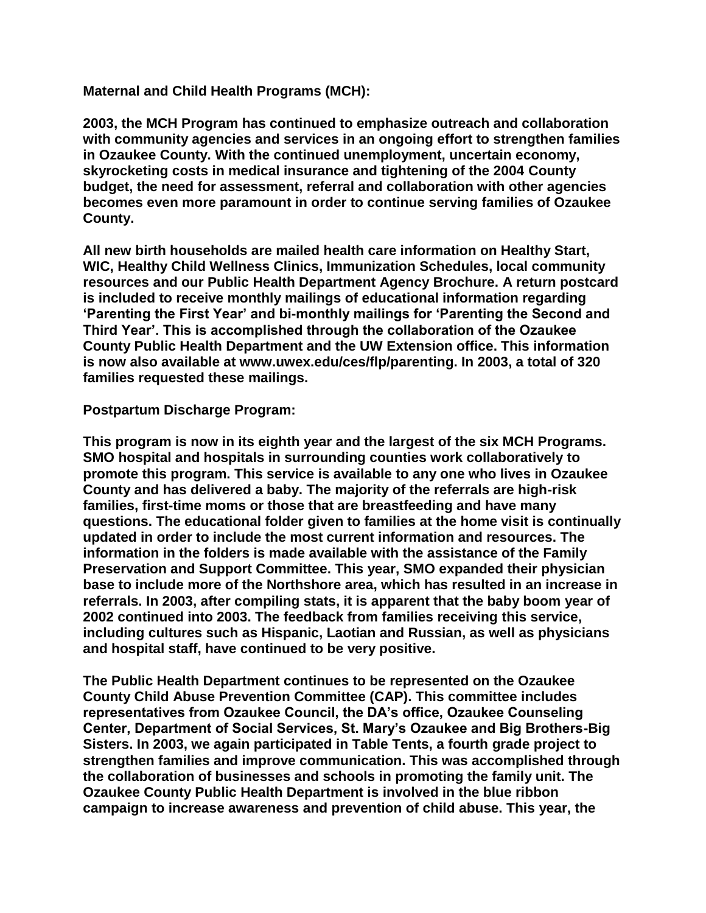**Maternal and Child Health Programs (MCH):**

**2003, the MCH Program has continued to emphasize outreach and collaboration with community agencies and services in an ongoing effort to strengthen families in Ozaukee County. With the continued unemployment, uncertain economy, skyrocketing costs in medical insurance and tightening of the 2004 County budget, the need for assessment, referral and collaboration with other agencies becomes even more paramount in order to continue serving families of Ozaukee County.**

**All new birth households are mailed health care information on Healthy Start, WIC, Healthy Child Wellness Clinics, Immunization Schedules, local community resources and our Public Health Department Agency Brochure. A return postcard is included to receive monthly mailings of educational information regarding 'Parenting the First Year' and bi-monthly mailings for 'Parenting the Second and Third Year'. This is accomplished through the collaboration of the Ozaukee County Public Health Department and the UW Extension office. This information is now also available at www.uwex.edu/ces/flp/parenting. In 2003, a total of 320 families requested these mailings.**

**Postpartum Discharge Program:**

**This program is now in its eighth year and the largest of the six MCH Programs. SMO hospital and hospitals in surrounding counties work collaboratively to promote this program. This service is available to any one who lives in Ozaukee County and has delivered a baby. The majority of the referrals are high-risk families, first-time moms or those that are breastfeeding and have many questions. The educational folder given to families at the home visit is continually updated in order to include the most current information and resources. The information in the folders is made available with the assistance of the Family Preservation and Support Committee. This year, SMO expanded their physician base to include more of the Northshore area, which has resulted in an increase in referrals. In 2003, after compiling stats, it is apparent that the baby boom year of 2002 continued into 2003. The feedback from families receiving this service, including cultures such as Hispanic, Laotian and Russian, as well as physicians and hospital staff, have continued to be very positive.**

**The Public Health Department continues to be represented on the Ozaukee County Child Abuse Prevention Committee (CAP). This committee includes representatives from Ozaukee Council, the DA's office, Ozaukee Counseling Center, Department of Social Services, St. Mary's Ozaukee and Big Brothers-Big Sisters. In 2003, we again participated in Table Tents, a fourth grade project to strengthen families and improve communication. This was accomplished through the collaboration of businesses and schools in promoting the family unit. The Ozaukee County Public Health Department is involved in the blue ribbon campaign to increase awareness and prevention of child abuse. This year, the**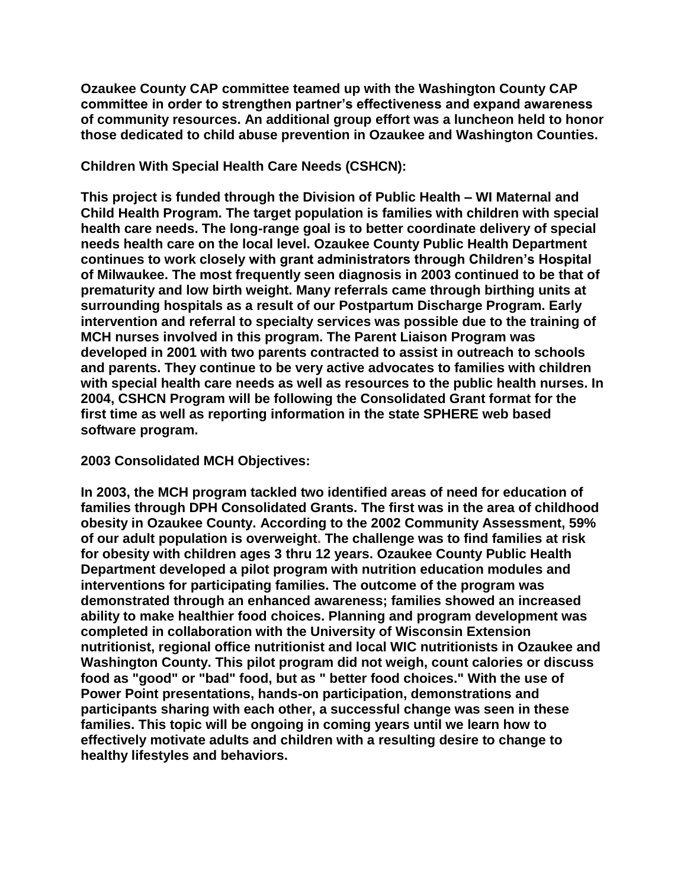**Ozaukee County CAP committee teamed up with the Washington County CAP committee in order to strengthen partner's effectiveness and expand awareness of community resources. An additional group effort was a luncheon held to honor those dedicated to child abuse prevention in Ozaukee and Washington Counties.**

**Children With Special Health Care Needs (CSHCN):**

**This project is funded through the Division of Public Health – WI Maternal and Child Health Program. The target population is families with children with special health care needs. The long-range goal is to better coordinate delivery of special needs health care on the local level. Ozaukee County Public Health Department continues to work closely with grant administrators through Children's Hospital of Milwaukee. The most frequently seen diagnosis in 2003 continued to be that of prematurity and low birth weight. Many referrals came through birthing units at surrounding hospitals as a result of our Postpartum Discharge Program. Early intervention and referral to specialty services was possible due to the training of MCH nurses involved in this program. The Parent Liaison Program was developed in 2001 with two parents contracted to assist in outreach to schools and parents. They continue to be very active advocates to families with children with special health care needs as well as resources to the public health nurses. In 2004, CSHCN Program will be following the Consolidated Grant format for the first time as well as reporting information in the state SPHERE web based software program.**

**2003 Consolidated MCH Objectives:**

**In 2003, the MCH program tackled two identified areas of need for education of families through DPH Consolidated Grants. The first was in the area of childhood obesity in Ozaukee County. According to the 2002 Community Assessment, 59% of our adult population is overweight. The challenge was to find families at risk for obesity with children ages 3 thru 12 years. Ozaukee County Public Health Department developed a pilot program with nutrition education modules and interventions for participating families. The outcome of the program was demonstrated through an enhanced awareness; families showed an increased ability to make healthier food choices. Planning and program development was completed in collaboration with the University of Wisconsin Extension nutritionist, regional office nutritionist and local WIC nutritionists in Ozaukee and Washington County. This pilot program did not weigh, count calories or discuss food as "good" or "bad" food, but as " better food choices." With the use of Power Point presentations, hands-on participation, demonstrations and participants sharing with each other, a successful change was seen in these families. This topic will be ongoing in coming years until we learn how to effectively motivate adults and children with a resulting desire to change to healthy lifestyles and behaviors.**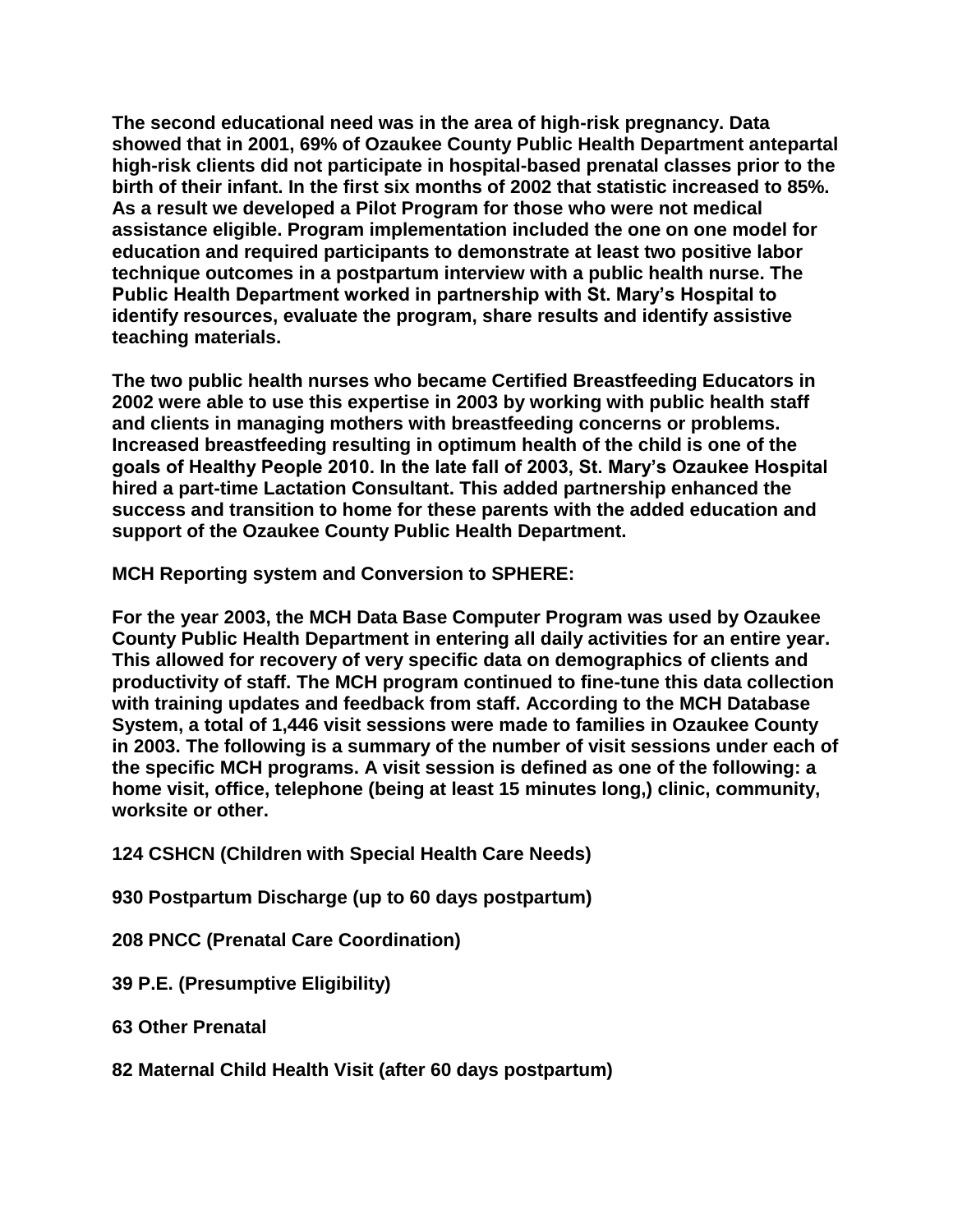The second educational need was in the area of high-risk pregnancy. Data showed that in 2001, 69% of Ozaukee County Public Health Department antepartal high-risk clients did not participate in hospital-based prenatal classes prior to the birth of their infant. In the first six months of 2002 that statistic increased to 85%. As a result we developed a Pilot Program for those who were not medical assistance eligible. Program implementation included the one on one model for education and required participants to demonstrate at least two positive labor technique outcomes in a postpartum interview with a public health nurse. The Public Health Department worked in partnership with St. Mary's Hospital to identify resources, evaluate the program, share results and identify assistive teaching materials.

The two public health nurses who became Certified Breastfeeding Educators in 2002 were able to use this expertise in 2003 by working with public health staff and clients in managing mothers with breastfeeding concerns or problems. Increased breastfeeding resulting in optimum health of the child is one of the goals of Healthy People 2010. In the late fall of 2003, St. Mary's Ozaukee Hospital hired a part-time Lactation Consultant. This added partnership enhanced the success and transition to home for these parents with the added education and support of the Ozaukee County Public Health Department.

**MCH Reporting system and Conversion to SPHERE:**

For the year 2003, the MCH Data Base Computer Program was used by Ozaukee County Public Health Department in entering all daily activities for an entire year. This allowed for recovery of very specific data on demographics of clients and productivity of staff. The MCH program continued to fine-tune this data collection with training updates and feedback from staff. According to the MCH Database System, a total of 1,446 visit sessions were made to families in Ozaukee County in 2003. The following is a summary of the number of visit sessions under each of the specific MCH programs. A visit session is defined as one of the following: a home visit, office, telephone (being at least 15 minutes long,) clinic, community, worksite or other.

124 CSHCN (Children with Special Health Care Needs)

930 Postpartum Discharge (up to 60 days postpartum)

208 PNCC (Prenatal Care Coordination)

39 P.E. (Presumptive Eligibility)

63 Other Prenatal

82 Maternal Child Health Visit (after 60 days postpartum)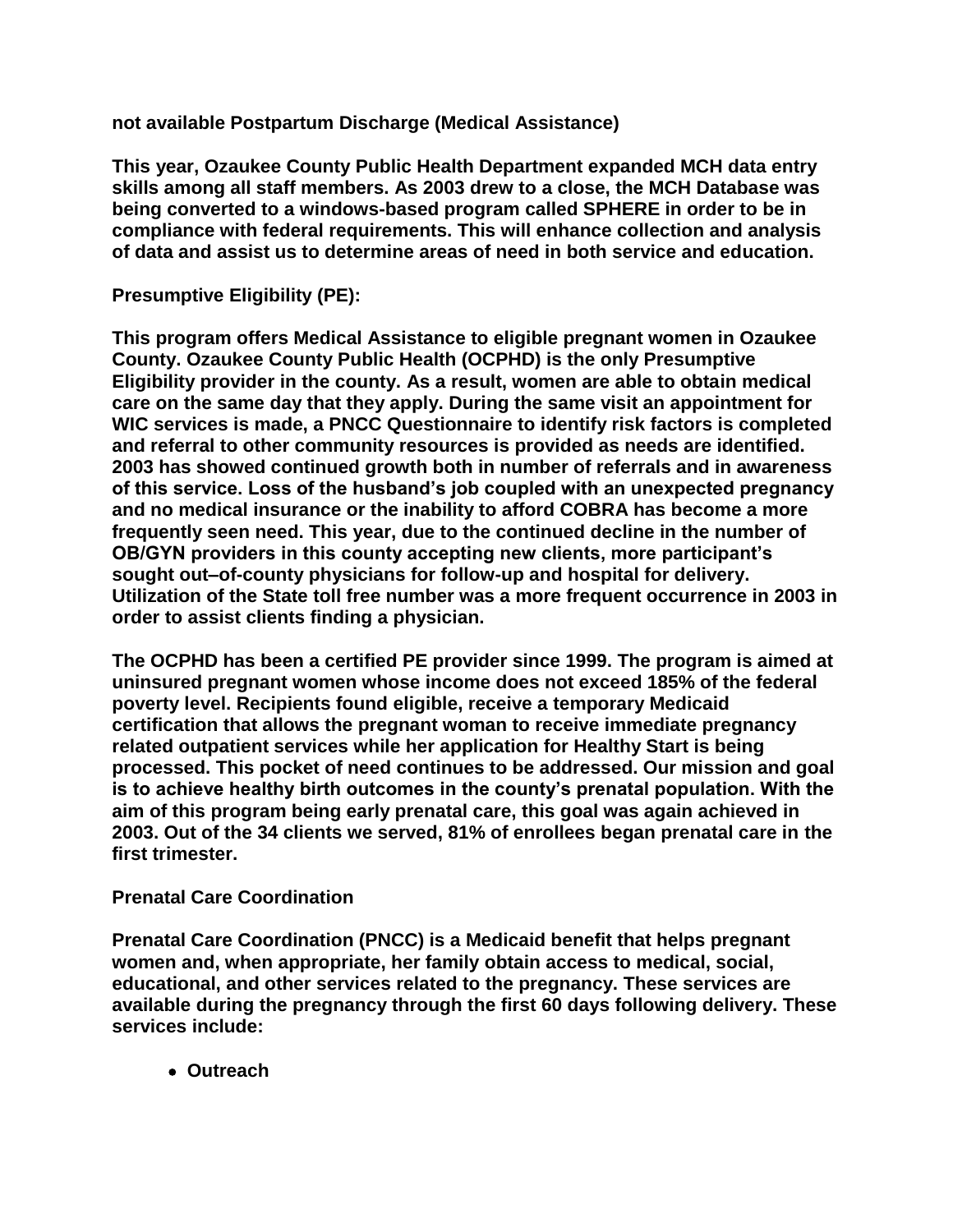**not available Postpartum Discharge (Medical Assistance)**

**This year, Ozaukee County Public Health Department expanded MCH data entry skills among all staff members. As 2003 drew to a close, the MCH Database was being converted to a windows-based program called SPHERE in order to be in compliance with federal requirements. This will enhance collection and analysis of data and assist us to determine areas of need in both service and education.**

**Presumptive Eligibility (PE):**

**This program offers Medical Assistance to eligible pregnant women in Ozaukee County. Ozaukee County Public Health (OCPHD) is the only Presumptive Eligibility provider in the county. As a result, women are able to obtain medical care on the same day that they apply. During the same visit an appointment for WIC services is made, a PNCC Questionnaire to identify risk factors is completed and referral to other community resources is provided as needs are identified. 2003 has showed continued growth both in number of referrals and in awareness of this service. Loss of the husband's job coupled with an unexpected pregnancy and no medical insurance or the inability to afford COBRA has become a more frequently seen need. This year, due to the continued decline in the number of OB/GYN providers in this county accepting new clients, more participant's sought out–of-county physicians for follow-up and hospital for delivery. Utilization of the State toll free number was a more frequent occurrence in 2003 in order to assist clients finding a physician.**

**The OCPHD has been a certified PE provider since 1999. The program is aimed at uninsured pregnant women whose income does not exceed 185% of the federal poverty level. Recipients found eligible, receive a temporary Medicaid certification that allows the pregnant woman to receive immediate pregnancy related outpatient services while her application for Healthy Start is being processed. This pocket of need continues to be addressed. Our mission and goal is to achieve healthy birth outcomes in the county's prenatal population. With the aim of this program being early prenatal care, this goal was again achieved in 2003. Out of the 34 clients we served, 81% of enrollees began prenatal care in the first trimester.**

**Prenatal Care Coordination**

**Prenatal Care Coordination (PNCC) is a Medicaid benefit that helps pregnant women and, when appropriate, her family obtain access to medical, social, educational, and other services related to the pregnancy. These services are available during the pregnancy through the first 60 days following delivery. These services include:**

- **Outreach**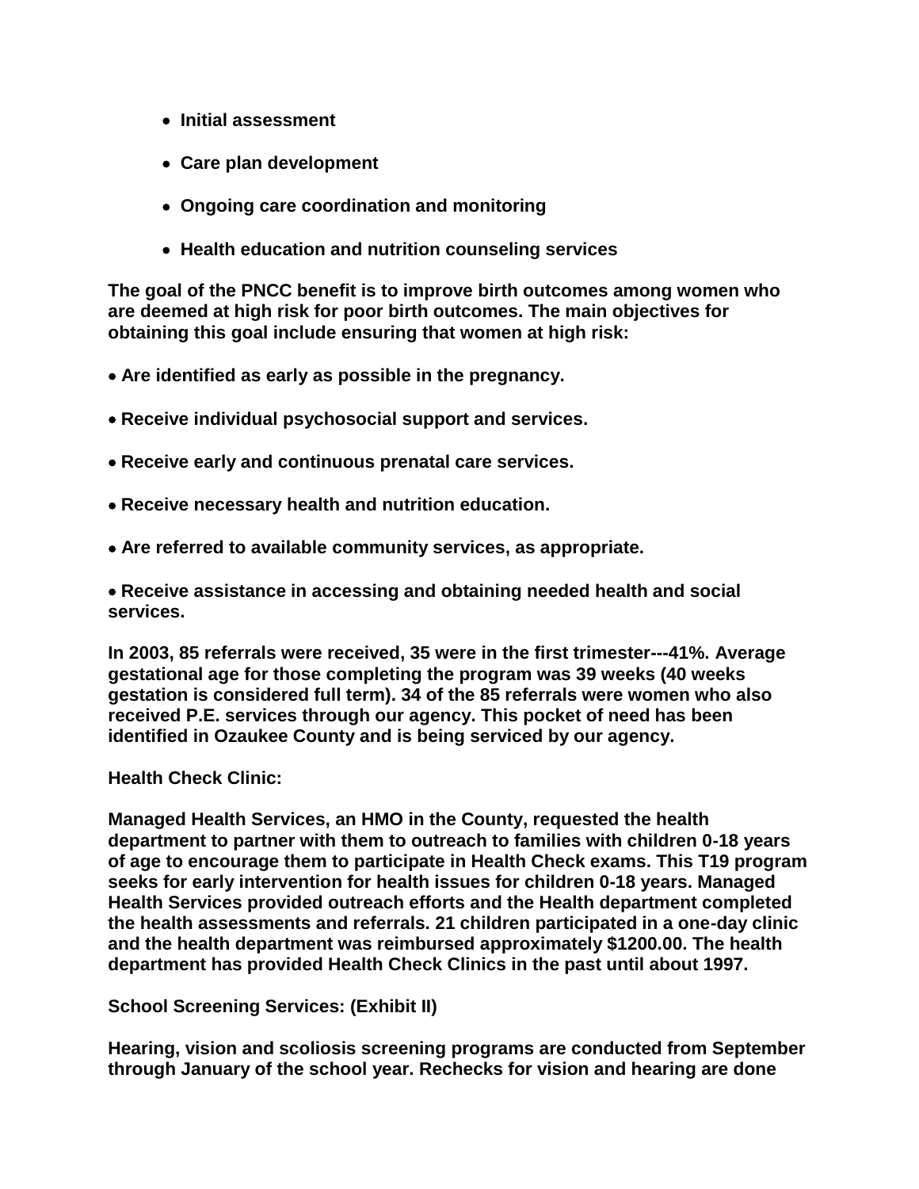- **Initial assessment**
- **Care plan development**
- **Ongoing care coordination and monitoring**
- **Health education and nutrition counseling services**

**The goal of the PNCC benefit is to improve birth outcomes among women who are deemed at high risk for poor birth outcomes. The main objectives for obtaining this goal include ensuring that women at high risk:**

- **Are identified as early as possible in the pregnancy.**
- **Receive individual psychosocial support and services.**
- **Receive early and continuous prenatal care services.**
- **Receive necessary health and nutrition education.**
- **Are referred to available community services, as appropriate.**
- **Receive assistance in accessing and obtaining needed health and social services.**

**In 2003, 85 referrals were received, 35 were in the first trimester---41%. Average gestational age for those completing the program was 39 weeks (40 weeks gestation is considered full term). 34 of the 85 referrals were women who also received P.E. services through our agency. This pocket of need has been identified in Ozaukee County and is being serviced by our agency.**

**Health Check Clinic:**

**Managed Health Services, an HMO in the County, requested the health department to partner with them to outreach to families with children 0-18 years of age to encourage them to participate in Health Check exams. This T19 program seeks for early intervention for health issues for children 0-18 years. Managed Health Services provided outreach efforts and the Health department completed the health assessments and referrals. 21 children participated in a one-day clinic and the health department was reimbursed approximately $1200.00. The health department has provided Health Check Clinics in the past until about 1997.**

**School Screening Services: (Exhibit II)**

**Hearing, vision and scoliosis screening programs are conducted from September through January of the school year. Rechecks for vision and hearing are done**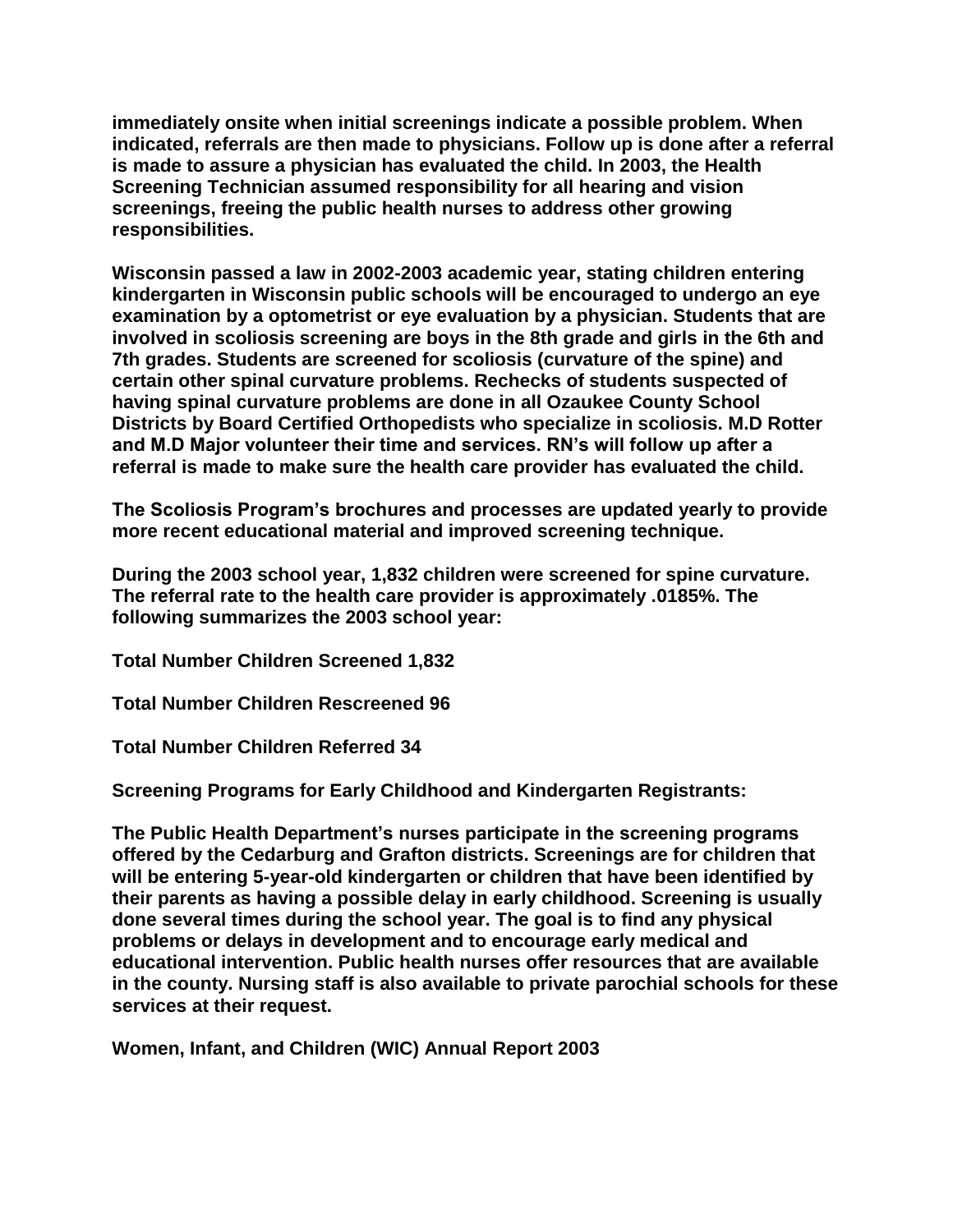immediately onsite when initial screenings indicate a possible problem. When indicated, referrals are then made to physicians. Follow up is done after a referral is made to assure a physician has evaluated the child. In 2003, the Health Screening Technician assumed responsibility for all hearing and vision screenings, freeing the public health nurses to address other growing responsibilities.

Wisconsin passed a law in 2002-2003 academic year, stating children entering kindergarten in Wisconsin public schools will be encouraged to undergo an eye examination by a optometrist or eye evaluation by a physician. Students that are involved in scoliosis screening are boys in the 8th grade and girls in the 6th and 7th grades. Students are screened for scoliosis (curvature of the spine) and certain other spinal curvature problems. Rechecks of students suspected of having spinal curvature problems are done in all Ozaukee County School Districts by Board Certified Orthopedists who specialize in scoliosis. M.D Rotter and M.D Major volunteer their time and services. RN's will follow up after a referral is made to make sure the health care provider has evaluated the child.

The Scoliosis Program's brochures and processes are updated yearly to provide more recent educational material and improved screening technique.

During the 2003 school year, 1,832 children were screened for spine curvature. The referral rate to the health care provider is approximately .0185%. The following summarizes the 2003 school year:

Total Number Children Screened 1,832

Total Number Children Rescreened 96

Total Number Children Referred 34

Screening Programs for Early Childhood and Kindergarten Registrants:

The Public Health Department's nurses participate in the screening programs offered by the Cedarburg and Grafton districts. Screenings are for children that will be entering 5-year-old kindergarten or children that have been identified by their parents as having a possible delay in early childhood. Screening is usually done several times during the school year. The goal is to find any physical problems or delays in development and to encourage early medical and educational intervention. Public health nurses offer resources that are available in the county. Nursing staff is also available to private parochial schools for these services at their request.

Women, Infant, and Children (WIC) Annual Report 2003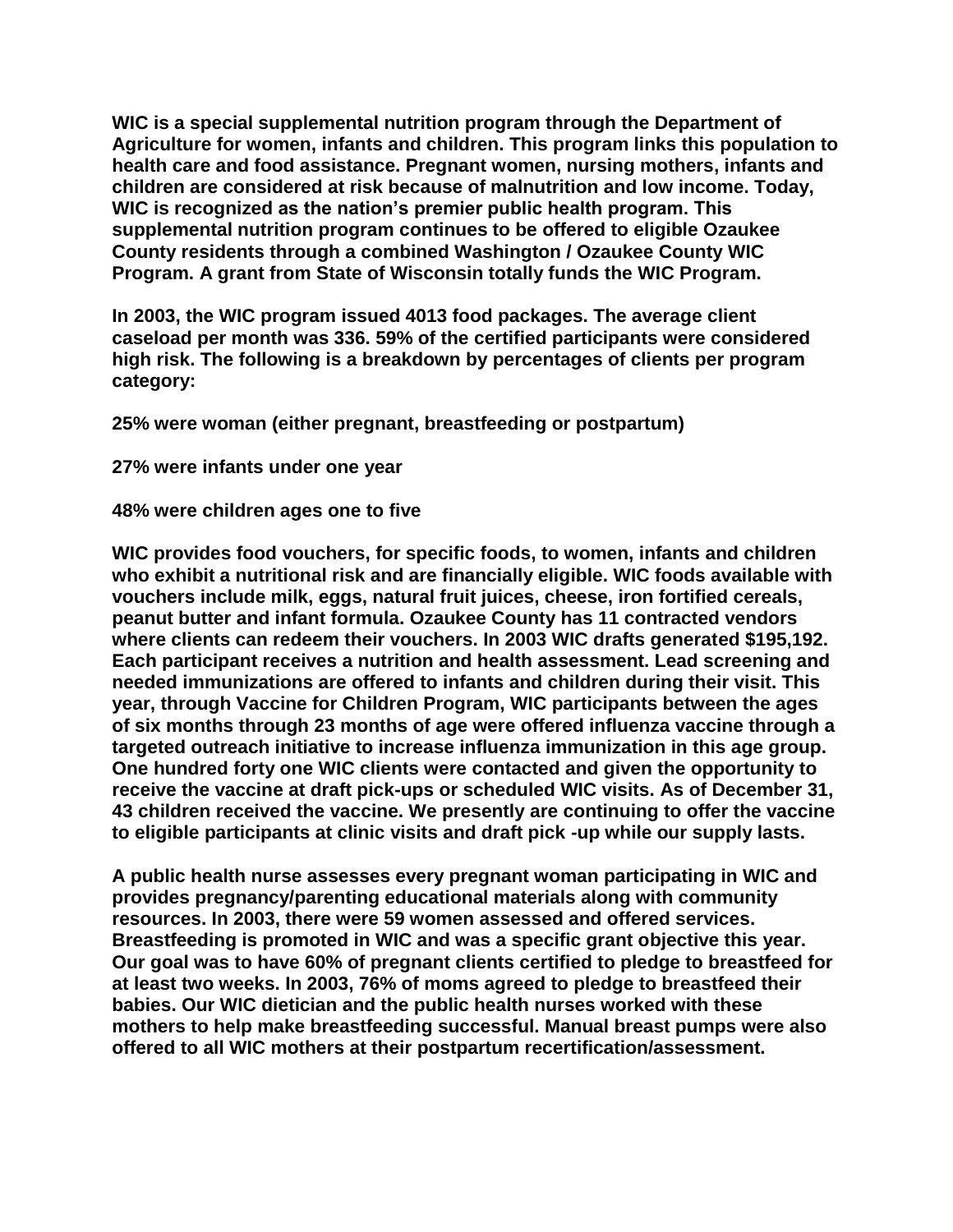**WIC is a special supplemental nutrition program through the Department of Agriculture for women, infants and children. This program links this population to health care and food assistance. Pregnant women, nursing mothers, infants and children are considered at risk because of malnutrition and low income. Today, WIC is recognized as the nation's premier public health program. This supplemental nutrition program continues to be offered to eligible Ozaukee County residents through a combined Washington / Ozaukee County WIC Program. A grant from State of Wisconsin totally funds the WIC Program.**

**In 2003, the WIC program issued 4013 food packages. The average client caseload per month was 336. 59% of the certified participants were considered high risk. The following is a breakdown by percentages of clients per program category:**

**25% were woman (either pregnant, breastfeeding or postpartum)**

**27% were infants under one year**

**48% were children ages one to five**

**WIC provides food vouchers, for specific foods, to women, infants and children who exhibit a nutritional risk and are financially eligible. WIC foods available with vouchers include milk, eggs, natural fruit juices, cheese, iron fortified cereals, peanut butter and infant formula. Ozaukee County has 11 contracted vendors where clients can redeem their vouchers. In 2003 WIC drafts generated $195,192. Each participant receives a nutrition and health assessment. Lead screening and needed immunizations are offered to infants and children during their visit. This year, through Vaccine for Children Program, WIC participants between the ages of six months through 23 months of age were offered influenza vaccine through a targeted outreach initiative to increase influenza immunization in this age group. One hundred forty one WIC clients were contacted and given the opportunity to receive the vaccine at draft pick-ups or scheduled WIC visits. As of December 31, 43 children received the vaccine. We presently are continuing to offer the vaccine to eligible participants at clinic visits and draft pick -up while our supply lasts.**

**A public health nurse assesses every pregnant woman participating in WIC and provides pregnancy/parenting educational materials along with community resources. In 2003, there were 59 women assessed and offered services. Breastfeeding is promoted in WIC and was a specific grant objective this year. Our goal was to have 60% of pregnant clients certified to pledge to breastfeed for at least two weeks. In 2003, 76% of moms agreed to pledge to breastfeed their babies. Our WIC dietician and the public health nurses worked with these mothers to help make breastfeeding successful. Manual breast pumps were also offered to all WIC mothers at their postpartum recertification/assessment.**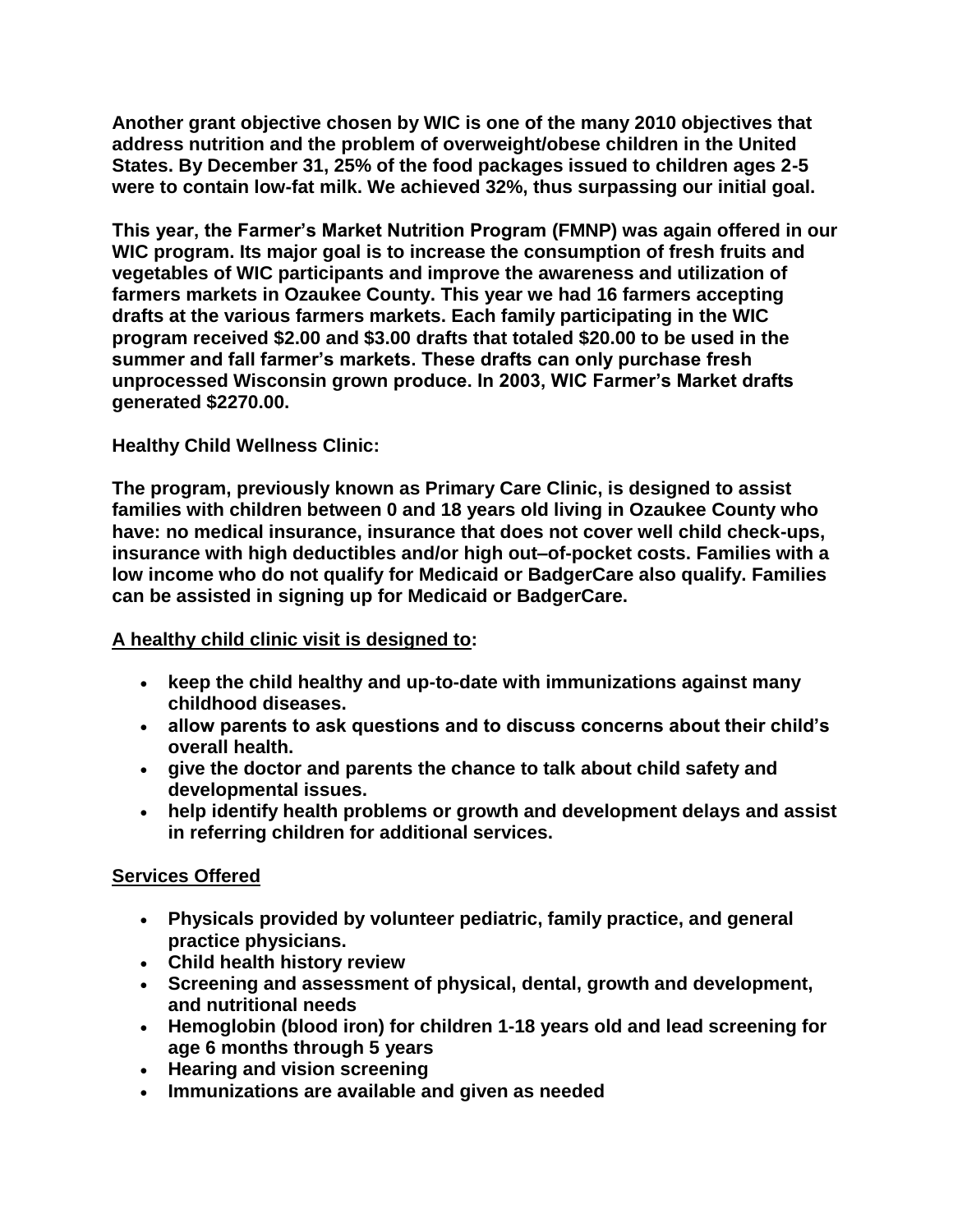**Another grant objective chosen by WIC is one of the many 2010 objectives that address nutrition and the problem of overweight/obese children in the United States. By December 31, 25% of the food packages issued to children ages 2-5 were to contain low-fat milk. We achieved 32%, thus surpassing our initial goal.**

**This year, the Farmer's Market Nutrition Program (FMNP) was again offered in our WIC program. Its major goal is to increase the consumption of fresh fruits and vegetables of WIC participants and improve the awareness and utilization of farmers markets in Ozaukee County. This year we had 16 farmers accepting drafts at the various farmers markets. Each family participating in the WIC program received $2.00 and $3.00 drafts that totaled $20.00 to be used in the summer and fall farmer's markets. These drafts can only purchase fresh unprocessed Wisconsin grown produce. In 2003, WIC Farmer's Market drafts generated $2270.00.**

**Healthy Child Wellness Clinic:**

**The program, previously known as Primary Care Clinic, is designed to assist families with children between 0 and 18 years old living in Ozaukee County who have: no medical insurance, insurance that does not cover well child check-ups, insurance with high deductibles and/or high out–of-pocket costs. Families with a low income who do not qualify for Medicaid or BadgerCare also qualify. Families can be assisted in signing up for Medicaid or BadgerCare.**

**<u>A healthy child clinic visit is designed to</u>:**

- **keep the child healthy and up-to-date with immunizations against many childhood diseases.**
- **allow parents to ask questions and to discuss concerns about their child's overall health.**
- **give the doctor and parents the chance to talk about child safety and developmental issues.**
- **help identify health problems or growth and development delays and assist in referring children for additional services.**

**<u>Services Offered</u>**

- **Physicals provided by volunteer pediatric, family practice, and general practice physicians.**
- **Child health history review**
- **Screening and assessment of physical, dental, growth and development, and nutritional needs**
- **Hemoglobin (blood iron) for children 1-18 years old and lead screening for age 6 months through 5 years**
- **Hearing and vision screening**
- **Immunizations are available and given as needed**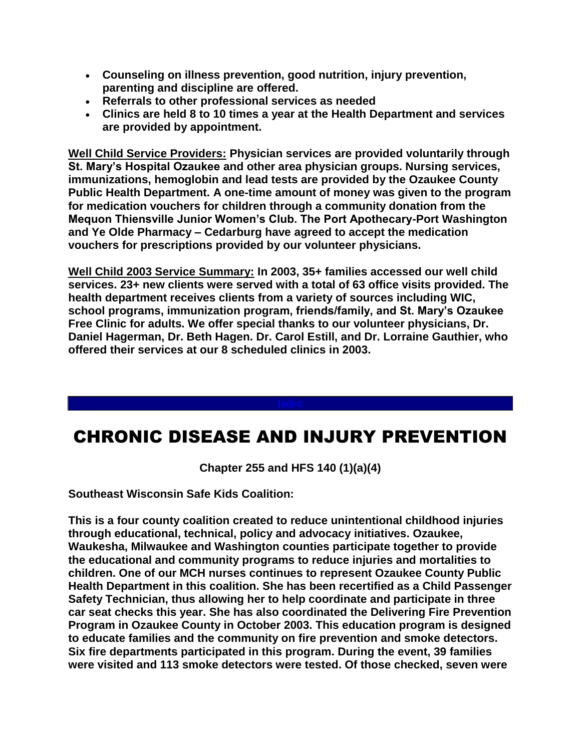- **Counseling on illness prevention, good nutrition, injury prevention, parenting and discipline are offered.**
- **Referrals to other professional services as needed**
- **Clinics are held 8 to 10 times a year at the Health Department and services are provided by appointment.**

**<u>Well Child Service Providers:</u> Physician services are provided voluntarily through St. Mary's Hospital Ozaukee and other area physician groups. Nursing services, immunizations, hemoglobin and lead tests are provided by the Ozaukee County Public Health Department. A one-time amount of money was given to the program for medication vouchers for children through a community donation from the Mequon Thiensville Junior Women's Club. The Port Apothecary-Port Washington and Ye Olde Pharmacy – Cedarburg have agreed to accept the medication vouchers for prescriptions provided by our volunteer physicians.**

**<u>Well Child 2003 Service Summary:</u> In 2003, 35+ families accessed our well child services. 23+ new clients were served with a total of 63 office visits provided. The health department receives clients from a variety of sources including WIC, school programs, immunization program, friends/family, and St. Mary's Ozaukee Free Clinic for adults. We offer special thanks to our volunteer physicians, Dr. Daniel Hagerman, Dr. Beth Hagen. Dr. Carol Estill, and Dr. Lorraine Gauthier, who offered their services at our 8 scheduled clinics in 2003.**

Index

# CHRONIC DISEASE AND INJURY PREVENTION

**Chapter 255 and HFS 140 (1)(a)(4)**

**Southeast Wisconsin Safe Kids Coalition:**

**This is a four county coalition created to reduce unintentional childhood injuries through educational, technical, policy and advocacy initiatives. Ozaukee, Waukesha, Milwaukee and Washington counties participate together to provide the educational and community programs to reduce injuries and mortalities to children. One of our MCH nurses continues to represent Ozaukee County Public Health Department in this coalition. She has been recertified as a Child Passenger Safety Technician, thus allowing her to help coordinate and participate in three car seat checks this year. She has also coordinated the Delivering Fire Prevention Program in Ozaukee County in October 2003. This education program is designed to educate families and the community on fire prevention and smoke detectors. Six fire departments participated in this program. During the event, 39 families were visited and 113 smoke detectors were tested. Of those checked, seven were**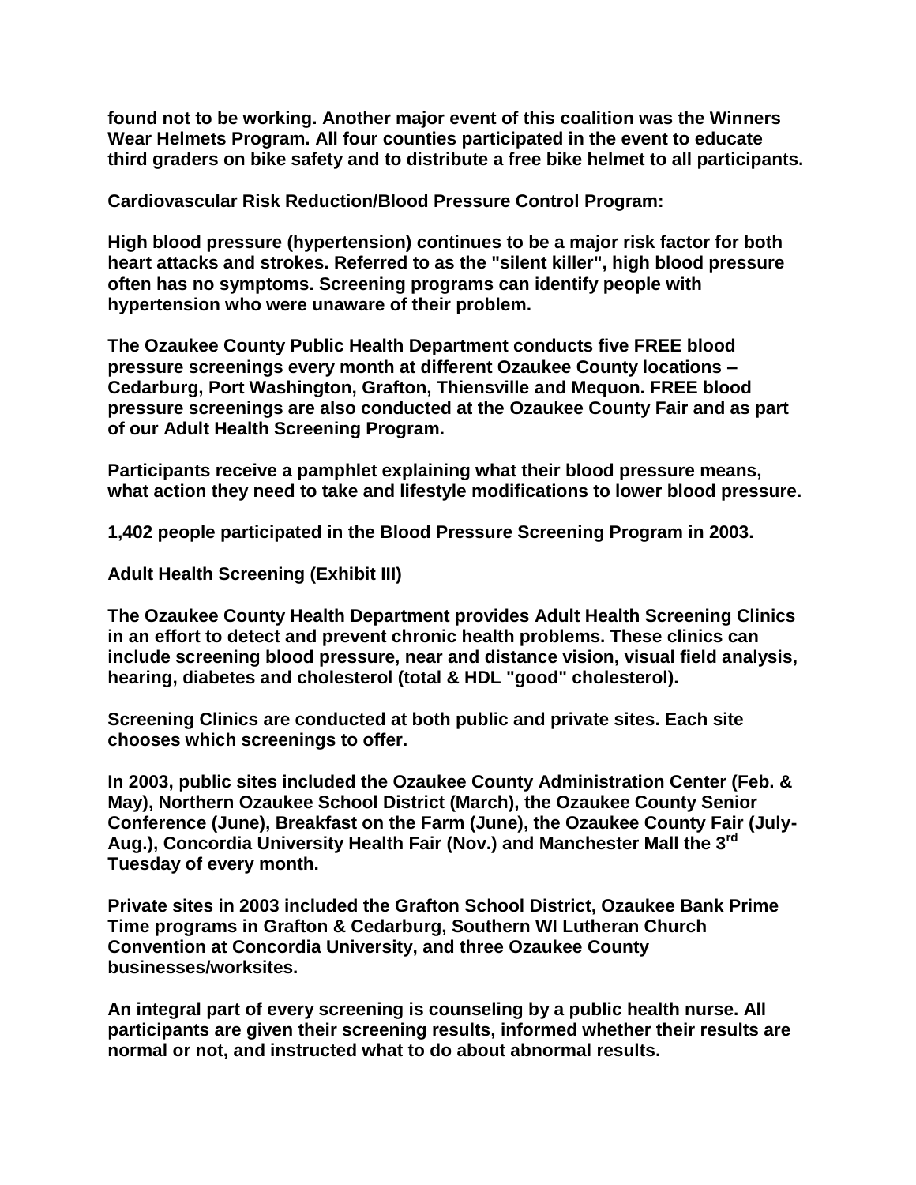found not to be working. Another major event of this coalition was the Winners Wear Helmets Program. All four counties participated in the event to educate third graders on bike safety and to distribute a free bike helmet to all participants.

## Cardiovascular Risk Reduction/Blood Pressure Control Program:

High blood pressure (hypertension) continues to be a major risk factor for both heart attacks and strokes. Referred to as the "silent killer", high blood pressure often has no symptoms. Screening programs can identify people with hypertension who were unaware of their problem.

The Ozaukee County Public Health Department conducts five FREE blood pressure screenings every month at different Ozaukee County locations – Cedarburg, Port Washington, Grafton, Thiensville and Mequon. FREE blood pressure screenings are also conducted at the Ozaukee County Fair and as part of our Adult Health Screening Program.

Participants receive a pamphlet explaining what their blood pressure means, what action they need to take and lifestyle modifications to lower blood pressure.

1,402 people participated in the Blood Pressure Screening Program in 2003.

## Adult Health Screening (Exhibit III)

The Ozaukee County Health Department provides Adult Health Screening Clinics in an effort to detect and prevent chronic health problems. These clinics can include screening blood pressure, near and distance vision, visual field analysis, hearing, diabetes and cholesterol (total & HDL "good" cholesterol).

Screening Clinics are conducted at both public and private sites. Each site chooses which screenings to offer.

In 2003, public sites included the Ozaukee County Administration Center (Feb. & May), Northern Ozaukee School District (March), the Ozaukee County Senior Conference (June), Breakfast on the Farm (June), the Ozaukee County Fair (July-Aug.), Concordia University Health Fair (Nov.) and Manchester Mall the 3rd Tuesday of every month.

Private sites in 2003 included the Grafton School District, Ozaukee Bank Prime Time programs in Grafton & Cedarburg, Southern WI Lutheran Church Convention at Concordia University, and three Ozaukee County businesses/worksites.

An integral part of every screening is counseling by a public health nurse. All participants are given their screening results, informed whether their results are normal or not, and instructed what to do about abnormal results.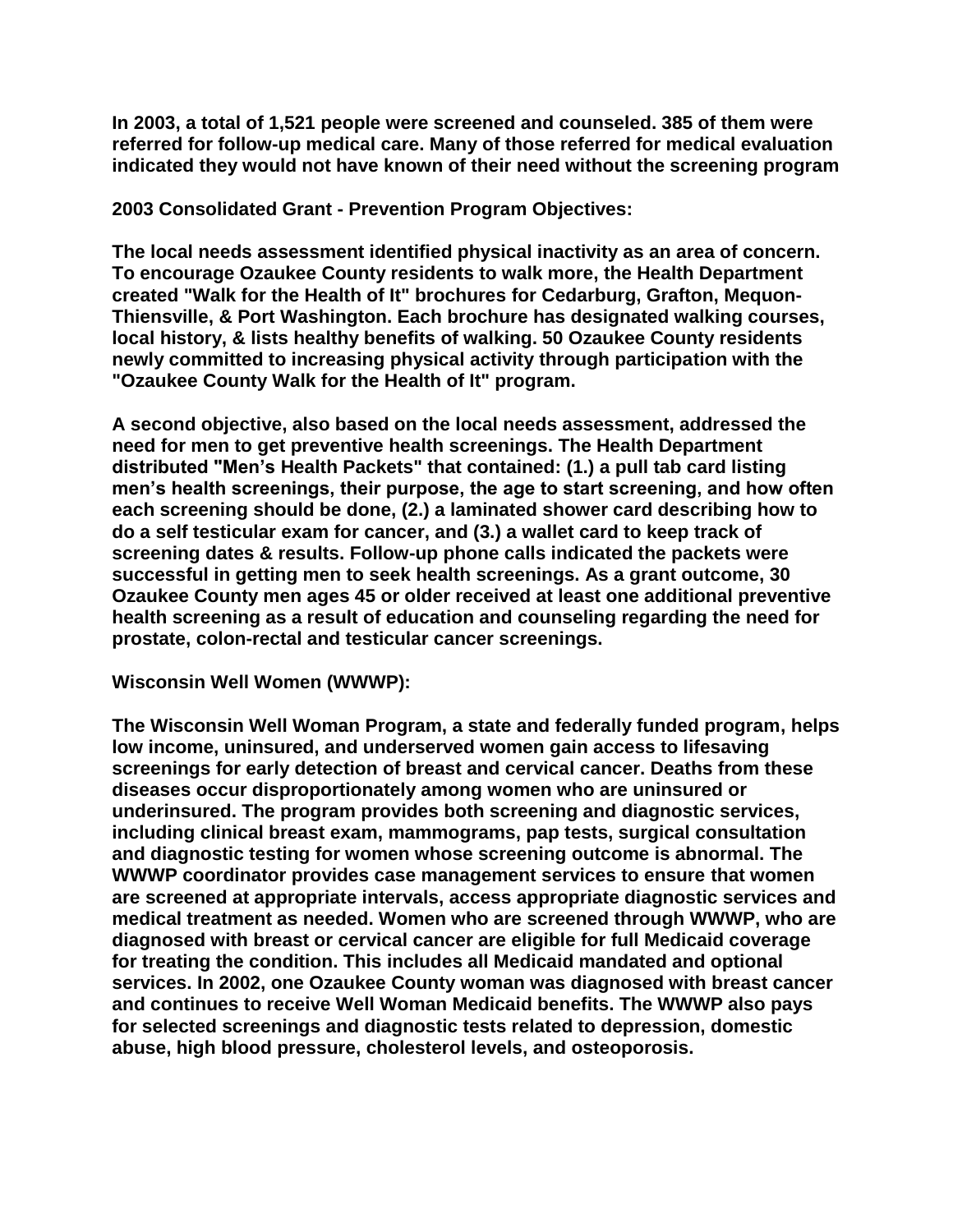**In 2003, a total of 1,521 people were screened and counseled. 385 of them were referred for follow-up medical care. Many of those referred for medical evaluation indicated they would not have known of their need without the screening program**

**2003 Consolidated Grant - Prevention Program Objectives:**

**The local needs assessment identified physical inactivity as an area of concern. To encourage Ozaukee County residents to walk more, the Health Department created "Walk for the Health of It" brochures for Cedarburg, Grafton, Mequon-Thiensville, & Port Washington. Each brochure has designated walking courses, local history, & lists healthy benefits of walking. 50 Ozaukee County residents newly committed to increasing physical activity through participation with the "Ozaukee County Walk for the Health of It" program.**

**A second objective, also based on the local needs assessment, addressed the need for men to get preventive health screenings. The Health Department distributed "Men's Health Packets" that contained: (1.) a pull tab card listing men's health screenings, their purpose, the age to start screening, and how often each screening should be done, (2.) a laminated shower card describing how to do a self testicular exam for cancer, and (3.) a wallet card to keep track of screening dates & results. Follow-up phone calls indicated the packets were successful in getting men to seek health screenings. As a grant outcome, 30 Ozaukee County men ages 45 or older received at least one additional preventive health screening as a result of education and counseling regarding the need for prostate, colon-rectal and testicular cancer screenings.**

**Wisconsin Well Women (WWWP):**

**The Wisconsin Well Woman Program, a state and federally funded program, helps low income, uninsured, and underserved women gain access to lifesaving screenings for early detection of breast and cervical cancer. Deaths from these diseases occur disproportionately among women who are uninsured or underinsured. The program provides both screening and diagnostic services, including clinical breast exam, mammograms, pap tests, surgical consultation and diagnostic testing for women whose screening outcome is abnormal. The WWWP coordinator provides case management services to ensure that women are screened at appropriate intervals, access appropriate diagnostic services and medical treatment as needed. Women who are screened through WWWP, who are diagnosed with breast or cervical cancer are eligible for full Medicaid coverage for treating the condition. This includes all Medicaid mandated and optional services. In 2002, one Ozaukee County woman was diagnosed with breast cancer and continues to receive Well Woman Medicaid benefits. The WWWP also pays for selected screenings and diagnostic tests related to depression, domestic abuse, high blood pressure, cholesterol levels, and osteoporosis.**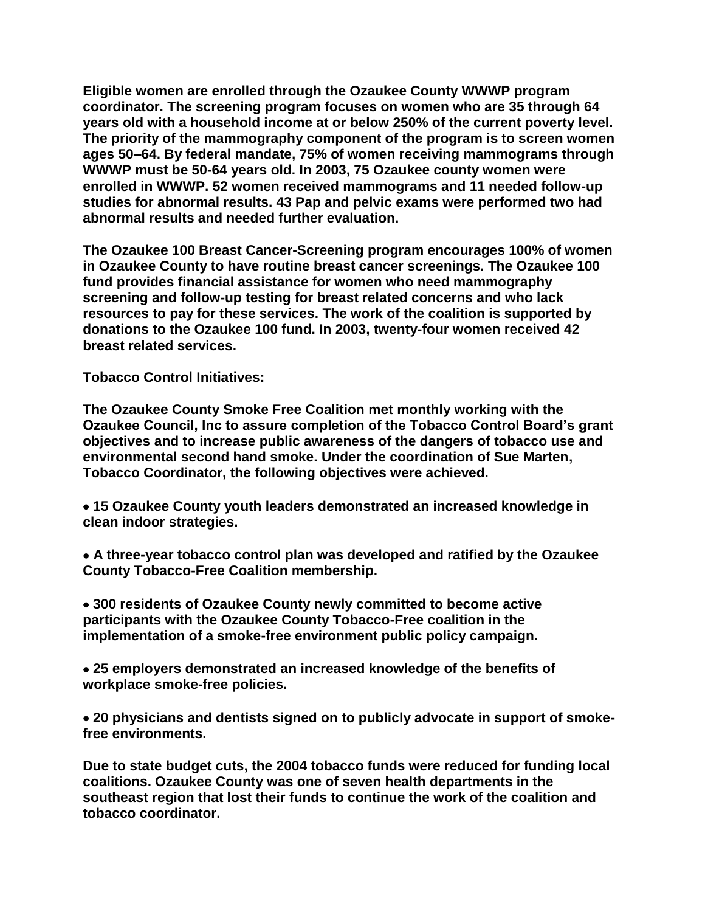Eligible women are enrolled through the Ozaukee County WWWP program coordinator. The screening program focuses on women who are 35 through 64 years old with a household income at or below 250% of the current poverty level. The priority of the mammography component of the program is to screen women ages 50–64. By federal mandate, 75% of women receiving mammograms through WWWP must be 50-64 years old. In 2003, 75 Ozaukee county women were enrolled in WWWP. 52 women received mammograms and 11 needed follow-up studies for abnormal results. 43 Pap and pelvic exams were performed two had abnormal results and needed further evaluation.

The Ozaukee 100 Breast Cancer-Screening program encourages 100% of women in Ozaukee County to have routine breast cancer screenings. The Ozaukee 100 fund provides financial assistance for women who need mammography screening and follow-up testing for breast related concerns and who lack resources to pay for these services. The work of the coalition is supported by donations to the Ozaukee 100 fund. In 2003, twenty-four women received 42 breast related services.

**Tobacco Control Initiatives:**

The Ozaukee County Smoke Free Coalition met monthly working with the Ozaukee Council, Inc to assure completion of the Tobacco Control Board's grant objectives and to increase public awareness of the dangers of tobacco use and environmental second hand smoke. Under the coordination of Sue Marten, Tobacco Coordinator, the following objectives were achieved.

- 15 Ozaukee County youth leaders demonstrated an increased knowledge in clean indoor strategies.
- A three-year tobacco control plan was developed and ratified by the Ozaukee County Tobacco-Free Coalition membership.
- 300 residents of Ozaukee County newly committed to become active participants with the Ozaukee County Tobacco-Free coalition in the implementation of a smoke-free environment public policy campaign.
- 25 employers demonstrated an increased knowledge of the benefits of workplace smoke-free policies.
- 20 physicians and dentists signed on to publicly advocate in support of smoke-free environments.

Due to state budget cuts, the 2004 tobacco funds were reduced for funding local coalitions. Ozaukee County was one of seven health departments in the southeast region that lost their funds to continue the work of the coalition and tobacco coordinator.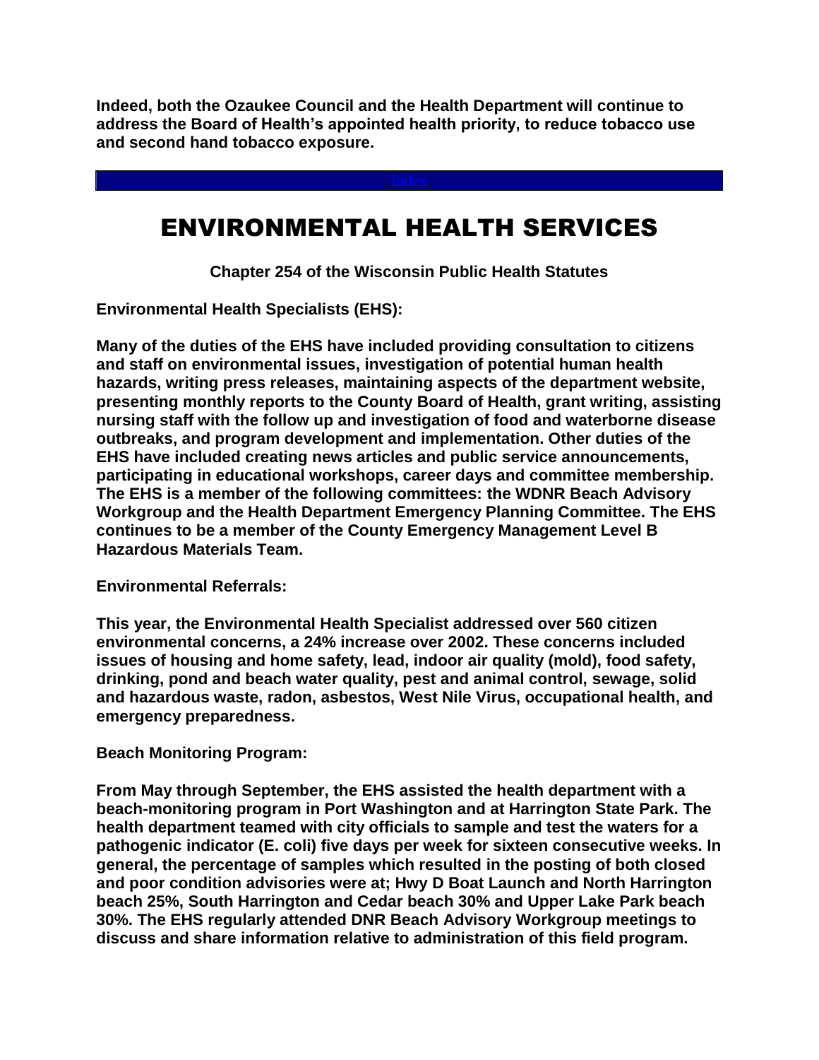**Indeed, both the Ozaukee Council and the Health Department will continue to address the Board of Health's appointed health priority, to reduce tobacco use and second hand tobacco exposure.**

Index

# ENVIRONMENTAL HEALTH SERVICES

**Chapter 254 of the Wisconsin Public Health Statutes**

**Environmental Health Specialists (EHS):**

**Many of the duties of the EHS have included providing consultation to citizens and staff on environmental issues, investigation of potential human health hazards, writing press releases, maintaining aspects of the department website, presenting monthly reports to the County Board of Health, grant writing, assisting nursing staff with the follow up and investigation of food and waterborne disease outbreaks, and program development and implementation. Other duties of the EHS have included creating news articles and public service announcements, participating in educational workshops, career days and committee membership. The EHS is a member of the following committees: the WDNR Beach Advisory Workgroup and the Health Department Emergency Planning Committee. The EHS continues to be a member of the County Emergency Management Level B Hazardous Materials Team.**

**Environmental Referrals:**

**This year, the Environmental Health Specialist addressed over 560 citizen environmental concerns, a 24% increase over 2002. These concerns included issues of housing and home safety, lead, indoor air quality (mold), food safety, drinking, pond and beach water quality, pest and animal control, sewage, solid and hazardous waste, radon, asbestos, West Nile Virus, occupational health, and emergency preparedness.**

**Beach Monitoring Program:**

**From May through September, the EHS assisted the health department with a beach-monitoring program in Port Washington and at Harrington State Park. The health department teamed with city officials to sample and test the waters for a pathogenic indicator (E. coli) five days per week for sixteen consecutive weeks. In general, the percentage of samples which resulted in the posting of both closed and poor condition advisories were at; Hwy D Boat Launch and North Harrington beach 25%, South Harrington and Cedar beach 30% and Upper Lake Park beach 30%. The EHS regularly attended DNR Beach Advisory Workgroup meetings to discuss and share information relative to administration of this field program.**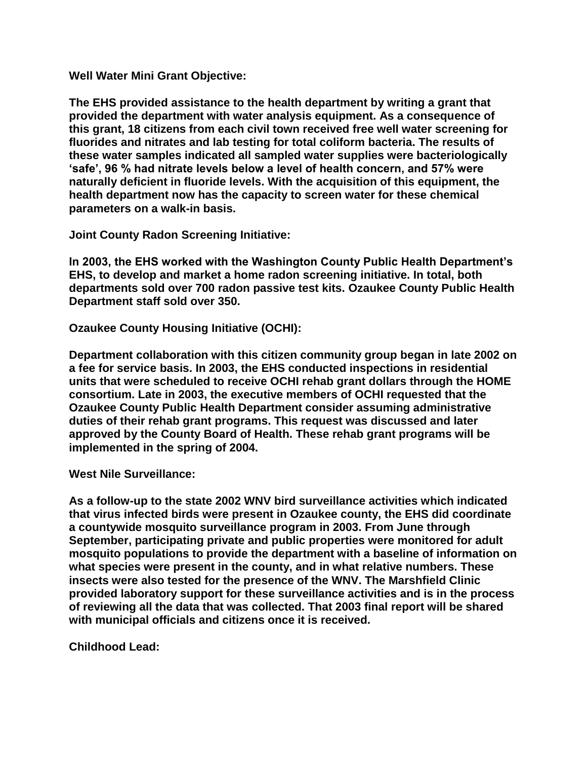**Well Water Mini Grant Objective:**

**The EHS provided assistance to the health department by writing a grant that provided the department with water analysis equipment. As a consequence of this grant, 18 citizens from each civil town received free well water screening for fluorides and nitrates and lab testing for total coliform bacteria. The results of these water samples indicated all sampled water supplies were bacteriologically 'safe', 96 % had nitrate levels below a level of health concern, and 57% were naturally deficient in fluoride levels. With the acquisition of this equipment, the health department now has the capacity to screen water for these chemical parameters on a walk-in basis.**

**Joint County Radon Screening Initiative:**

**In 2003, the EHS worked with the Washington County Public Health Department's EHS, to develop and market a home radon screening initiative. In total, both departments sold over 700 radon passive test kits. Ozaukee County Public Health Department staff sold over 350.**

**Ozaukee County Housing Initiative (OCHI):**

**Department collaboration with this citizen community group began in late 2002 on a fee for service basis. In 2003, the EHS conducted inspections in residential units that were scheduled to receive OCHI rehab grant dollars through the HOME consortium. Late in 2003, the executive members of OCHI requested that the Ozaukee County Public Health Department consider assuming administrative duties of their rehab grant programs. This request was discussed and later approved by the County Board of Health. These rehab grant programs will be implemented in the spring of 2004.**

**West Nile Surveillance:**

**As a follow-up to the state 2002 WNV bird surveillance activities which indicated that virus infected birds were present in Ozaukee county, the EHS did coordinate a countywide mosquito surveillance program in 2003. From June through September, participating private and public properties were monitored for adult mosquito populations to provide the department with a baseline of information on what species were present in the county, and in what relative numbers. These insects were also tested for the presence of the WNV. The Marshfield Clinic provided laboratory support for these surveillance activities and is in the process of reviewing all the data that was collected. That 2003 final report will be shared with municipal officials and citizens once it is received.**

**Childhood Lead:**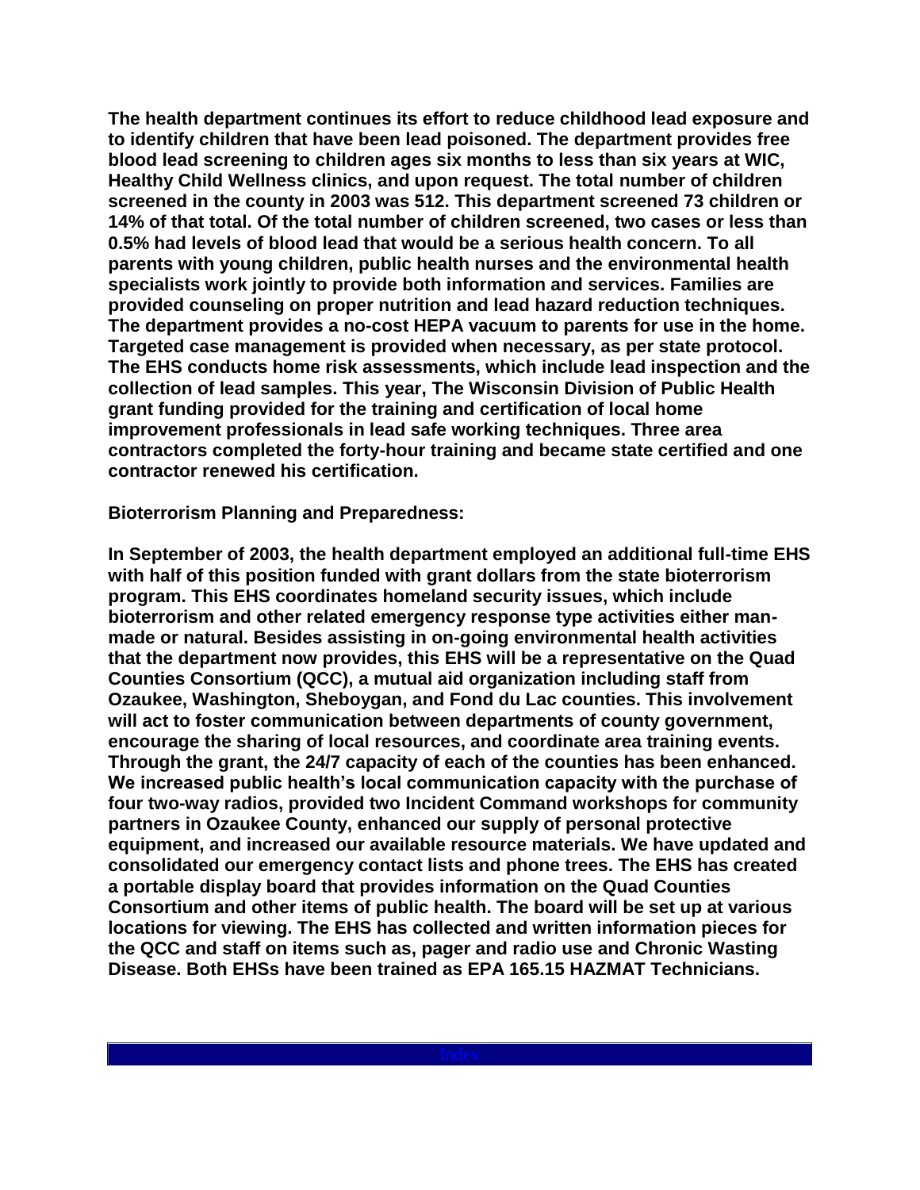**The health department continues its effort to reduce childhood lead exposure and to identify children that have been lead poisoned. The department provides free blood lead screening to children ages six months to less than six years at WIC, Healthy Child Wellness clinics, and upon request. The total number of children screened in the county in 2003 was 512. This department screened 73 children or 14% of that total. Of the total number of children screened, two cases or less than 0.5% had levels of blood lead that would be a serious health concern. To all parents with young children, public health nurses and the environmental health specialists work jointly to provide both information and services. Families are provided counseling on proper nutrition and lead hazard reduction techniques. The department provides a no-cost HEPA vacuum to parents for use in the home. Targeted case management is provided when necessary, as per state protocol. The EHS conducts home risk assessments, which include lead inspection and the collection of lead samples. This year, The Wisconsin Division of Public Health grant funding provided for the training and certification of local home improvement professionals in lead safe working techniques. Three area contractors completed the forty-hour training and became state certified and one contractor renewed his certification.**

**Bioterrorism Planning and Preparedness:**

**In September of 2003, the health department employed an additional full-time EHS with half of this position funded with grant dollars from the state bioterrorism program. This EHS coordinates homeland security issues, which include bioterrorism and other related emergency response type activities either man-made or natural. Besides assisting in on-going environmental health activities that the department now provides, this EHS will be a representative on the Quad Counties Consortium (QCC), a mutual aid organization including staff from Ozaukee, Washington, Sheboygan, and Fond du Lac counties. This involvement will act to foster communication between departments of county government, encourage the sharing of local resources, and coordinate area training events. Through the grant, the 24/7 capacity of each of the counties has been enhanced. We increased public health's local communication capacity with the purchase of four two-way radios, provided two Incident Command workshops for community partners in Ozaukee County, enhanced our supply of personal protective equipment, and increased our available resource materials. We have updated and consolidated our emergency contact lists and phone trees. The EHS has created a portable display board that provides information on the Quad Counties Consortium and other items of public health. The board will be set up at various locations for viewing. The EHS has collected and written information pieces for the QCC and staff on items such as, pager and radio use and Chronic Wasting Disease. Both EHSs have been trained as EPA 165.15 HAZMAT Technicians.**

Index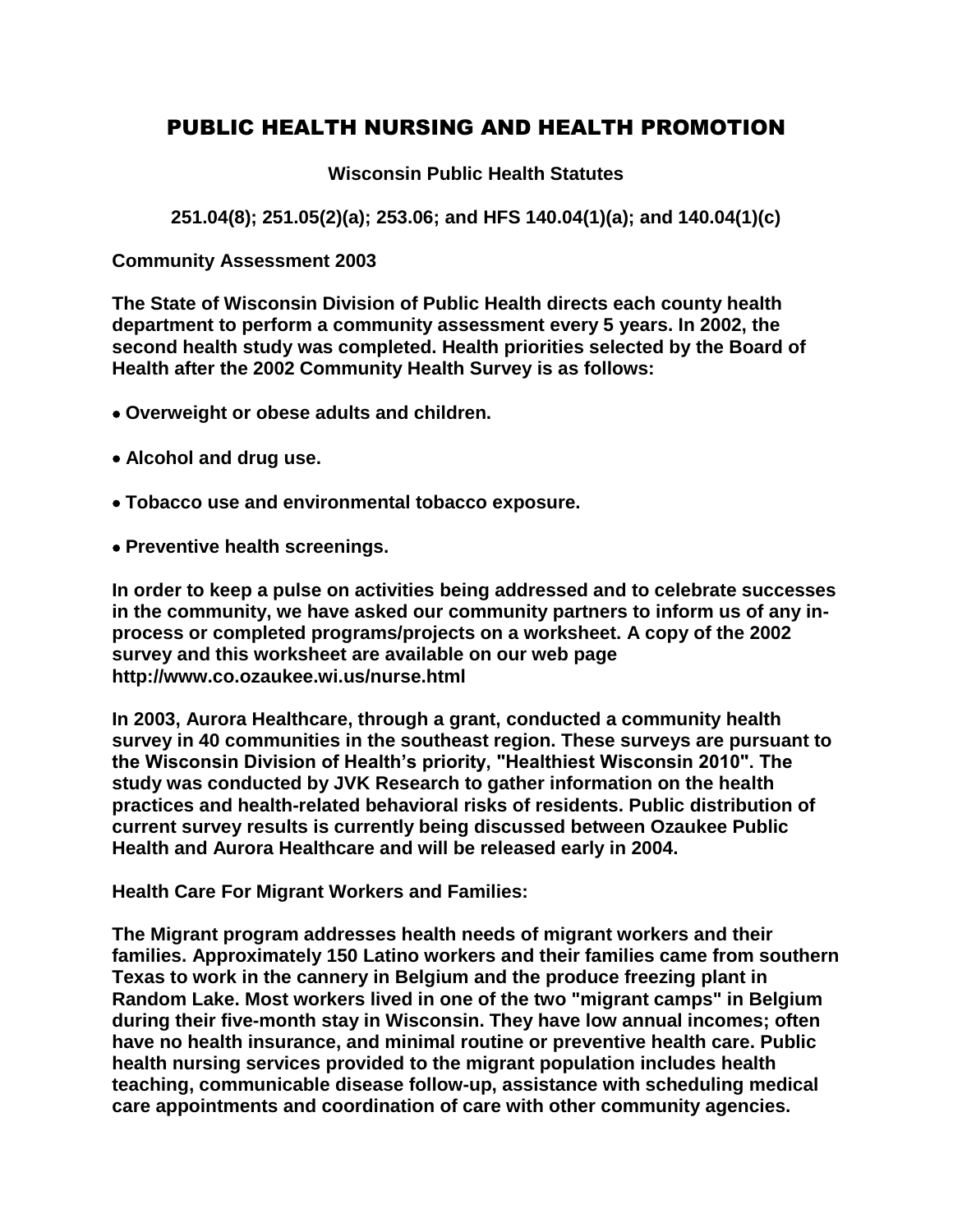# PUBLIC HEALTH NURSING AND HEALTH PROMOTION

**Wisconsin Public Health Statutes**

**251.04(8); 251.05(2)(a); 253.06; and HFS 140.04(1)(a); and 140.04(1)(c)**

**Community Assessment 2003**

**The State of Wisconsin Division of Public Health directs each county health department to perform a community assessment every 5 years. In 2002, the second health study was completed. Health priorities selected by the Board of Health after the 2002 Community Health Survey is as follows:**

- **Overweight or obese adults and children.**
- **Alcohol and drug use.**
- **Tobacco use and environmental tobacco exposure.**
- **Preventive health screenings.**

**In order to keep a pulse on activities being addressed and to celebrate successes in the community, we have asked our community partners to inform us of any in-process or completed programs/projects on a worksheet. A copy of the 2002 survey and this worksheet are available on our web page http://www.co.ozaukee.wi.us/nurse.html**

**In 2003, Aurora Healthcare, through a grant, conducted a community health survey in 40 communities in the southeast region. These surveys are pursuant to the Wisconsin Division of Health's priority, "Healthiest Wisconsin 2010". The study was conducted by JVK Research to gather information on the health practices and health-related behavioral risks of residents. Public distribution of current survey results is currently being discussed between Ozaukee Public Health and Aurora Healthcare and will be released early in 2004.**

**Health Care For Migrant Workers and Families:**

**The Migrant program addresses health needs of migrant workers and their families. Approximately 150 Latino workers and their families came from southern Texas to work in the cannery in Belgium and the produce freezing plant in Random Lake. Most workers lived in one of the two "migrant camps" in Belgium during their five-month stay in Wisconsin. They have low annual incomes; often have no health insurance, and minimal routine or preventive health care. Public health nursing services provided to the migrant population includes health teaching, communicable disease follow-up, assistance with scheduling medical care appointments and coordination of care with other community agencies.**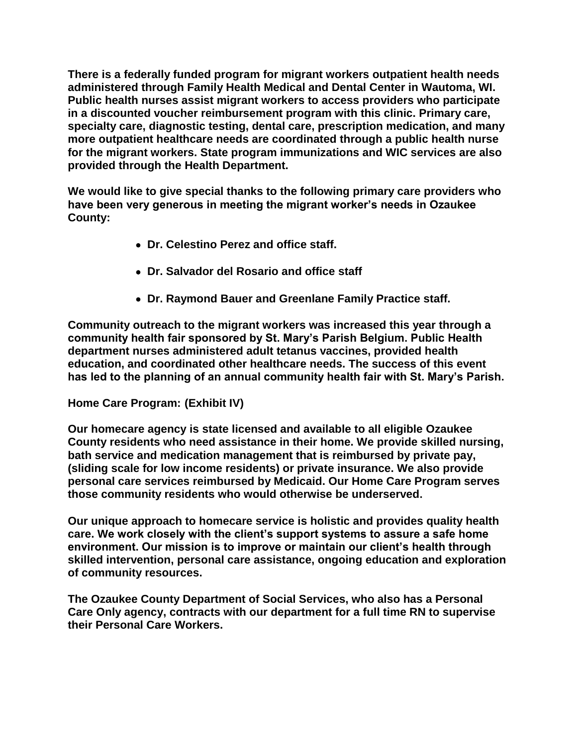There is a federally funded program for migrant workers outpatient health needs administered through Family Health Medical and Dental Center in Wautoma, WI. Public health nurses assist migrant workers to access providers who participate in a discounted voucher reimbursement program with this clinic. Primary care, specialty care, diagnostic testing, dental care, prescription medication, and many more outpatient healthcare needs are coordinated through a public health nurse for the migrant workers. State program immunizations and WIC services are also provided through the Health Department.

We would like to give special thanks to the following primary care providers who have been very generous in meeting the migrant worker's needs in Ozaukee County:

- Dr. Celestino Perez and office staff.
- Dr. Salvador del Rosario and office staff
- Dr. Raymond Bauer and Greenlane Family Practice staff.

Community outreach to the migrant workers was increased this year through a community health fair sponsored by St. Mary's Parish Belgium. Public Health department nurses administered adult tetanus vaccines, provided health education, and coordinated other healthcare needs. The success of this event has led to the planning of an annual community health fair with St. Mary's Parish.

**Home Care Program: (Exhibit IV)**

Our homecare agency is state licensed and available to all eligible Ozaukee County residents who need assistance in their home. We provide skilled nursing, bath service and medication management that is reimbursed by private pay, (sliding scale for low income residents) or private insurance. We also provide personal care services reimbursed by Medicaid. Our Home Care Program serves those community residents who would otherwise be underserved.

Our unique approach to homecare service is holistic and provides quality health care. We work closely with the client's support systems to assure a safe home environment. Our mission is to improve or maintain our client's health through skilled intervention, personal care assistance, ongoing education and exploration of community resources.

The Ozaukee County Department of Social Services, who also has a Personal Care Only agency, contracts with our department for a full time RN to supervise their Personal Care Workers.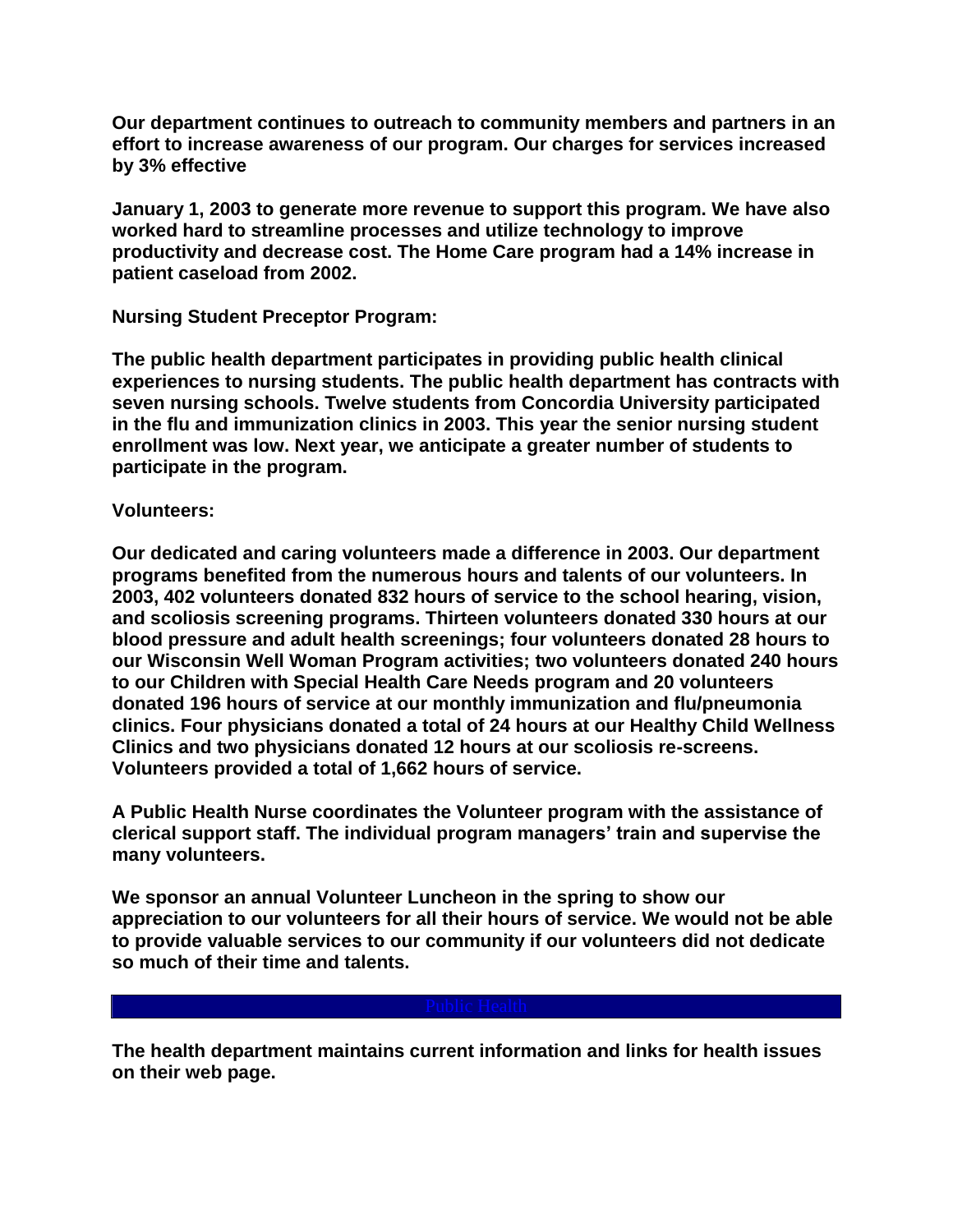**Our department continues to outreach to community members and partners in an effort to increase awareness of our program. Our charges for services increased by 3% effective**

**January 1, 2003 to generate more revenue to support this program. We have also worked hard to streamline processes and utilize technology to improve productivity and decrease cost. The Home Care program had a 14% increase in patient caseload from 2002.**

**Nursing Student Preceptor Program:**

**The public health department participates in providing public health clinical experiences to nursing students. The public health department has contracts with seven nursing schools. Twelve students from Concordia University participated in the flu and immunization clinics in 2003. This year the senior nursing student enrollment was low. Next year, we anticipate a greater number of students to participate in the program.**

**Volunteers:**

**Our dedicated and caring volunteers made a difference in 2003. Our department programs benefited from the numerous hours and talents of our volunteers. In 2003, 402 volunteers donated 832 hours of service to the school hearing, vision, and scoliosis screening programs. Thirteen volunteers donated 330 hours at our blood pressure and adult health screenings; four volunteers donated 28 hours to our Wisconsin Well Woman Program activities; two volunteers donated 240 hours to our Children with Special Health Care Needs program and 20 volunteers donated 196 hours of service at our monthly immunization and flu/pneumonia clinics. Four physicians donated a total of 24 hours at our Healthy Child Wellness Clinics and two physicians donated 12 hours at our scoliosis re-screens. Volunteers provided a total of 1,662 hours of service.**

**A Public Health Nurse coordinates the Volunteer program with the assistance of clerical support staff. The individual program managers' train and supervise the many volunteers.**

**We sponsor an annual Volunteer Luncheon in the spring to show our appreciation to our volunteers for all their hours of service. We would not be able to provide valuable services to our community if our volunteers did not dedicate so much of their time and talents.**

Public Health

**The health department maintains current information and links for health issues on their web page.**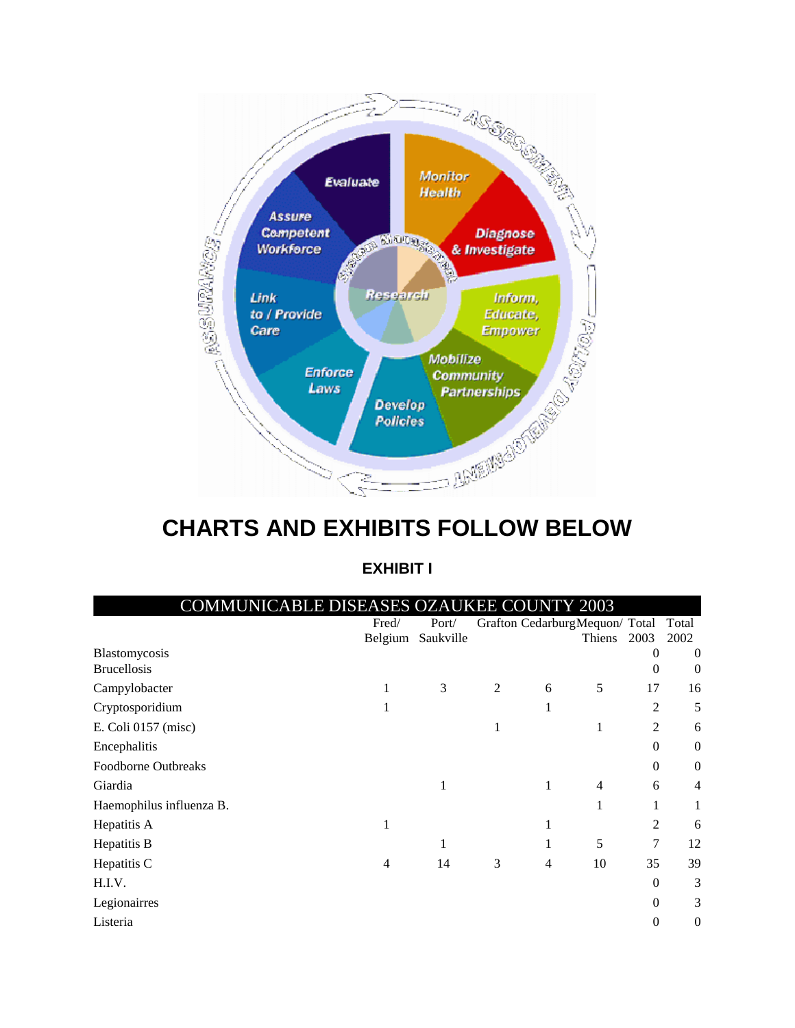# CHARTS AND EXHIBITS FOLLOW BELOW

## EXHIBIT I

| COMMUNICABLE DISEASES OZAUKEE COUNTY 2003 | Fred/ Belgium | Port/ Saukville | Grafton | Cedarburg | Mequon/ Thiens | Total 2003 | Total 2002 |
|---|---|---|---|---|---|---|---|
| Blastomycosis | | | | | | 0 | 0 |
| Brucellosis | | | | | | 0 | 0 |
| Campylobacter | 1 | 3 | 2 | 6 | 5 | 17 | 16 |
| Cryptosporidium | 1 | | | 1 | | 2 | 5 |
| E. Coli 0157 (misc) | | | 1 | | 1 | 2 | 6 |
| Encephalitis | | | | | | 0 | 0 |
| Foodborne Outbreaks | | | | | | 0 | 0 |
| Giardia | | 1 | | 1 | 4 | 6 | 4 |
| Haemophilus influenza B. | | | | | 1 | 1 | 1 |
| Hepatitis A | 1 | | | 1 | | 2 | 6 |
| Hepatitis B | | 1 | | 1 | 5 | 7 | 12 |
| Hepatitis C | 4 | 14 | 3 | 4 | 10 | 35 | 39 |
| H.I.V. | | | | | | 0 | 3 |
| Legionairres | | | | | | 0 | 3 |
| Listeria | | | | | | 0 | 0 |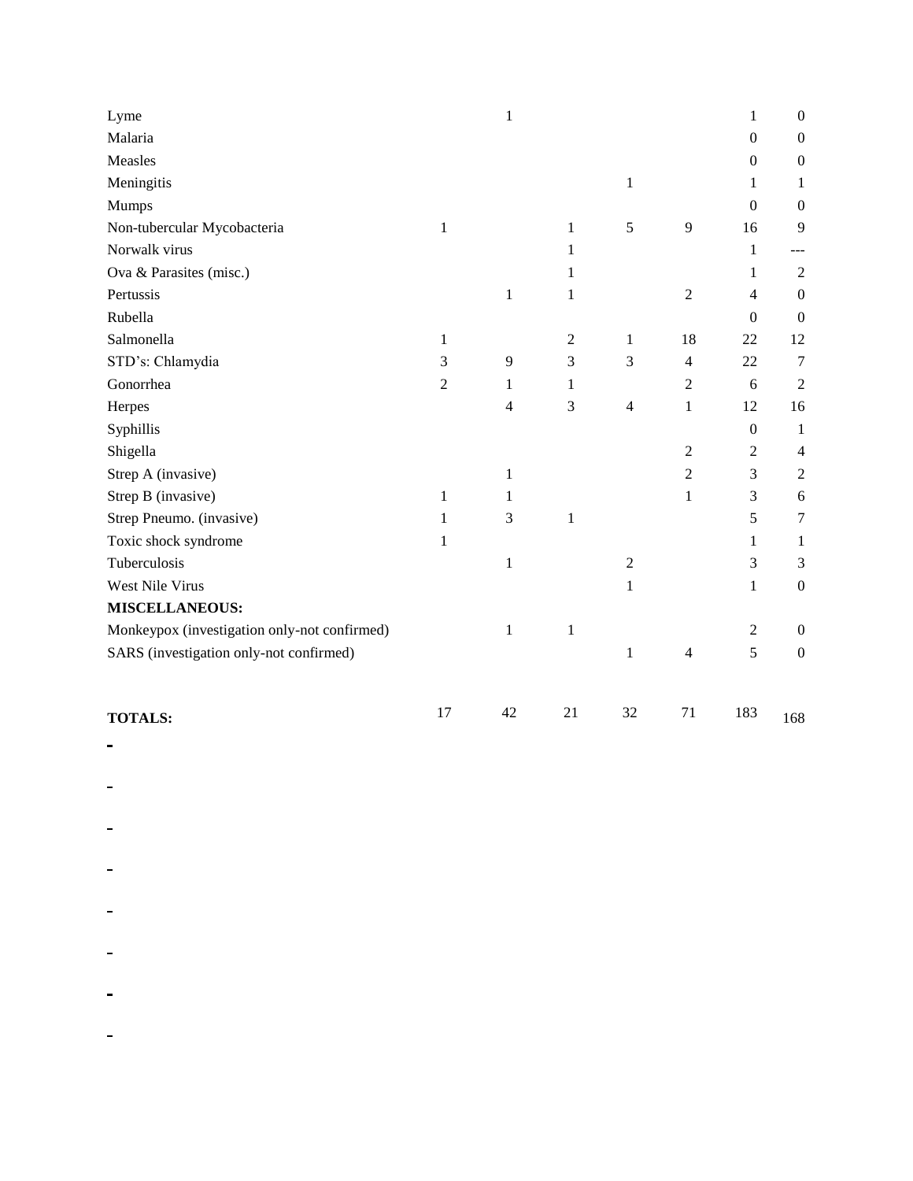| | | | | | | | |
|---|---|---|---|---|---|---|---|
| Lyme | | 1 | | | | 1 | 0 |
| Malaria | | | | | | 0 | 0 |
| Measles | | | | | | 0 | 0 |
| Meningitis | | | | 1 | | 1 | 1 |
| Mumps | | | | | | 0 | 0 |
| Non-tubercular Mycobacteria | 1 | | 1 | 5 | 9 | 16 | 9 |
| Norwalk virus | | | 1 | | | 1 | --- |
| Ova & Parasites (misc.) | | | 1 | | | 1 | 2 |
| Pertussis | | 1 | 1 | | 2 | 4 | 0 |
| Rubella | | | | | | 0 | 0 |
| Salmonella | 1 | | 2 | 1 | 18 | 22 | 12 |
| STD's: Chlamydia | 3 | 9 | 3 | 3 | 4 | 22 | 7 |
| Gonorrhea | 2 | 1 | 1 | | 2 | 6 | 2 |
| Herpes | | 4 | 3 | 4 | 1 | 12 | 16 |
| Syphillis | | | | | | 0 | 1 |
| Shigella | | | | | 2 | 2 | 4 |
| Strep A (invasive) | | 1 | | | 2 | 3 | 2 |
| Strep B (invasive) | 1 | 1 | | | 1 | 3 | 6 |
| Strep Pneumo. (invasive) | 1 | 3 | 1 | | | 5 | 7 |
| Toxic shock syndrome | 1 | | | | | 1 | 1 |
| Tuberculosis | | 1 | | 2 | | 3 | 3 |
| West Nile Virus | | | | 1 | | 1 | 0 |
| **MISCELLANEOUS:** | | | | | | | |
| Monkeypox (investigation only-not confirmed) | | 1 | 1 | | | 2 | 0 |
| SARS (investigation only-not confirmed) | | | | 1 | 4 | 5 | 0 |
| **TOTALS:** | 17 | 42 | 21 | 32 | 71 | 183 | 168 |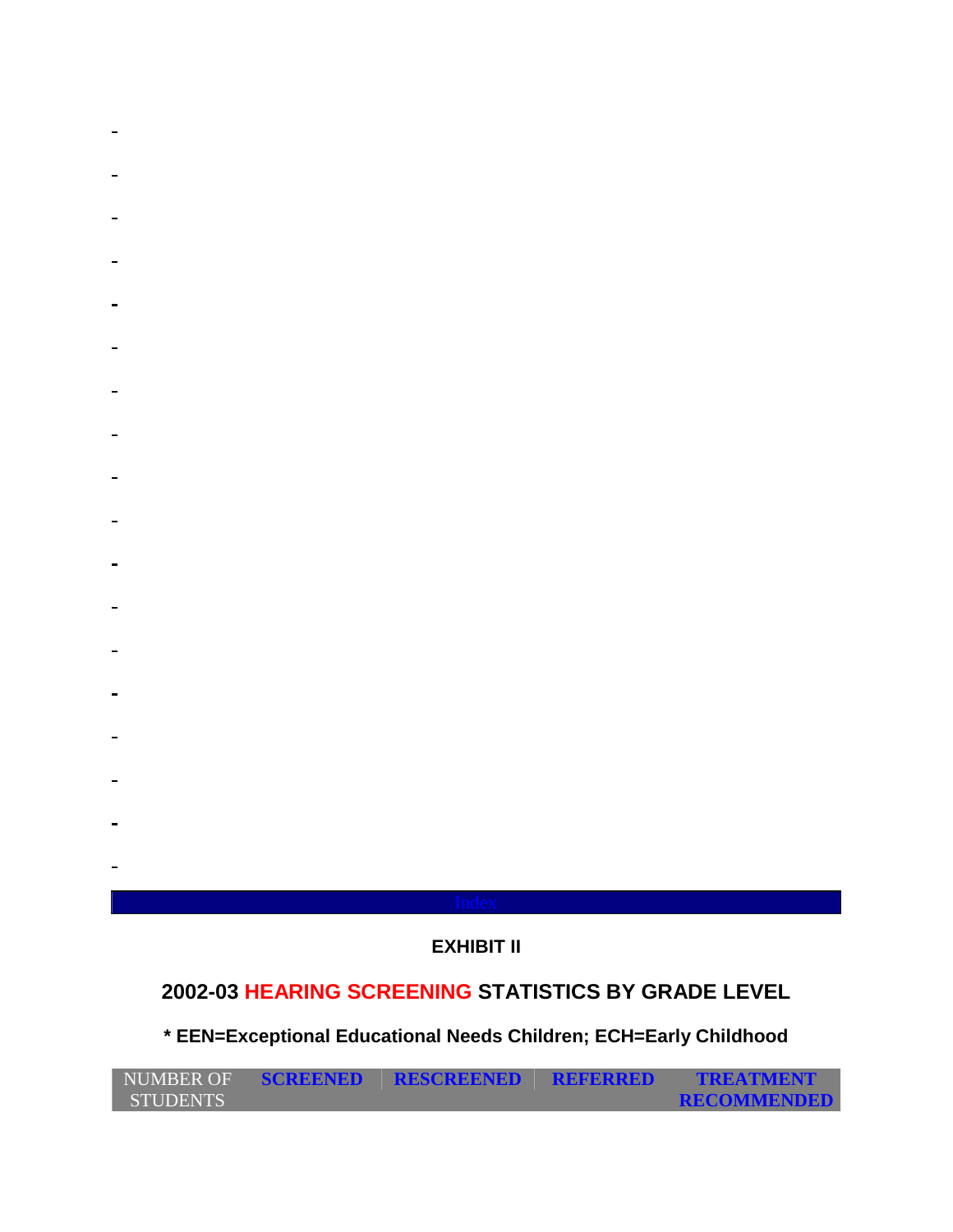Index

**EXHIBIT II**

## 2002-03 HEARING SCREENING STATISTICS BY GRADE LEVEL

**\* EEN=Exceptional Educational Needs Children; ECH=Early Childhood**

| NUMBER OF STUDENTS | SCREENED | RESCREENED | REFERRED | TREATMENT RECOMMENDED |
|---|---|---|---|---|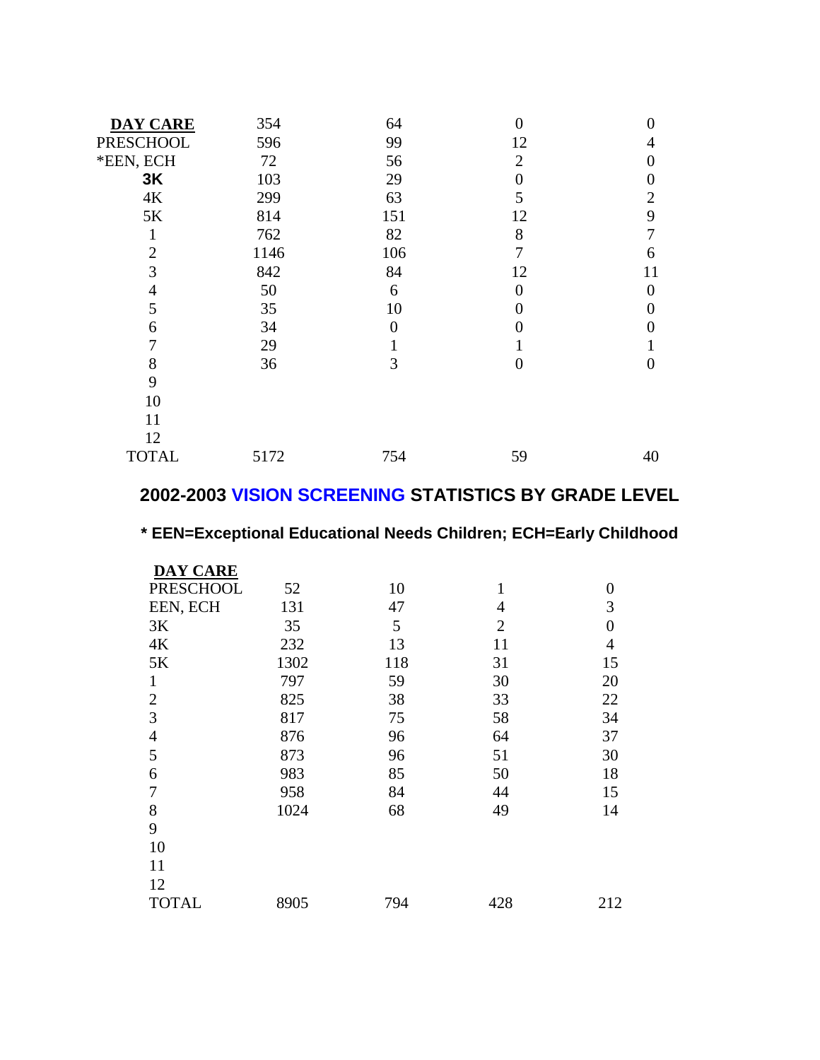| | | | | |
|---|---|---|---|---|
| **DAY CARE** | 354 | 64 | 0 | 0 |
| PRESCHOOL | 596 | 99 | 12 | 4 |
| *EEN, ECH | 72 | 56 | 2 | 0 |
| **3K** | 103 | 29 | 0 | 0 |
| 4K | 299 | 63 | 5 | 2 |
| 5K | 814 | 151 | 12 | 9 |
| 1 | 762 | 82 | 8 | 7 |
| 2 | 1146 | 106 | 7 | 6 |
| 3 | 842 | 84 | 12 | 11 |
| 4 | 50 | 6 | 0 | 0 |
| 5 | 35 | 10 | 0 | 0 |
| 6 | 34 | 0 | 0 | 0 |
| 7 | 29 | 1 | 1 | 1 |
| 8 | 36 | 3 | 0 | 0 |
| 9 | | | | |
| 10 | | | | |
| 11 | | | | |
| 12 | | | | |
| TOTAL | 5172 | 754 | 59 | 40 |

## 2002-2003 VISION SCREENING STATISTICS BY GRADE LEVEL

**\* EEN=Exceptional Educational Needs Children; ECH=Early Childhood**

| | | | | |
|---|---|---|---|---|
| **DAY CARE** | | | | |
| PRESCHOOL | 52 | 10 | 1 | 0 |
| EEN, ECH | 131 | 47 | 4 | 3 |
| 3K | 35 | 5 | 2 | 0 |
| 4K | 232 | 13 | 11 | 4 |
| 5K | 1302 | 118 | 31 | 15 |
| 1 | 797 | 59 | 30 | 20 |
| 2 | 825 | 38 | 33 | 22 |
| 3 | 817 | 75 | 58 | 34 |
| 4 | 876 | 96 | 64 | 37 |
| 5 | 873 | 96 | 51 | 30 |
| 6 | 983 | 85 | 50 | 18 |
| 7 | 958 | 84 | 44 | 15 |
| 8 | 1024 | 68 | 49 | 14 |
| 9 | | | | |
| 10 | | | | |
| 11 | | | | |
| 12 | | | | |
| TOTAL | 8905 | 794 | 428 | 212 |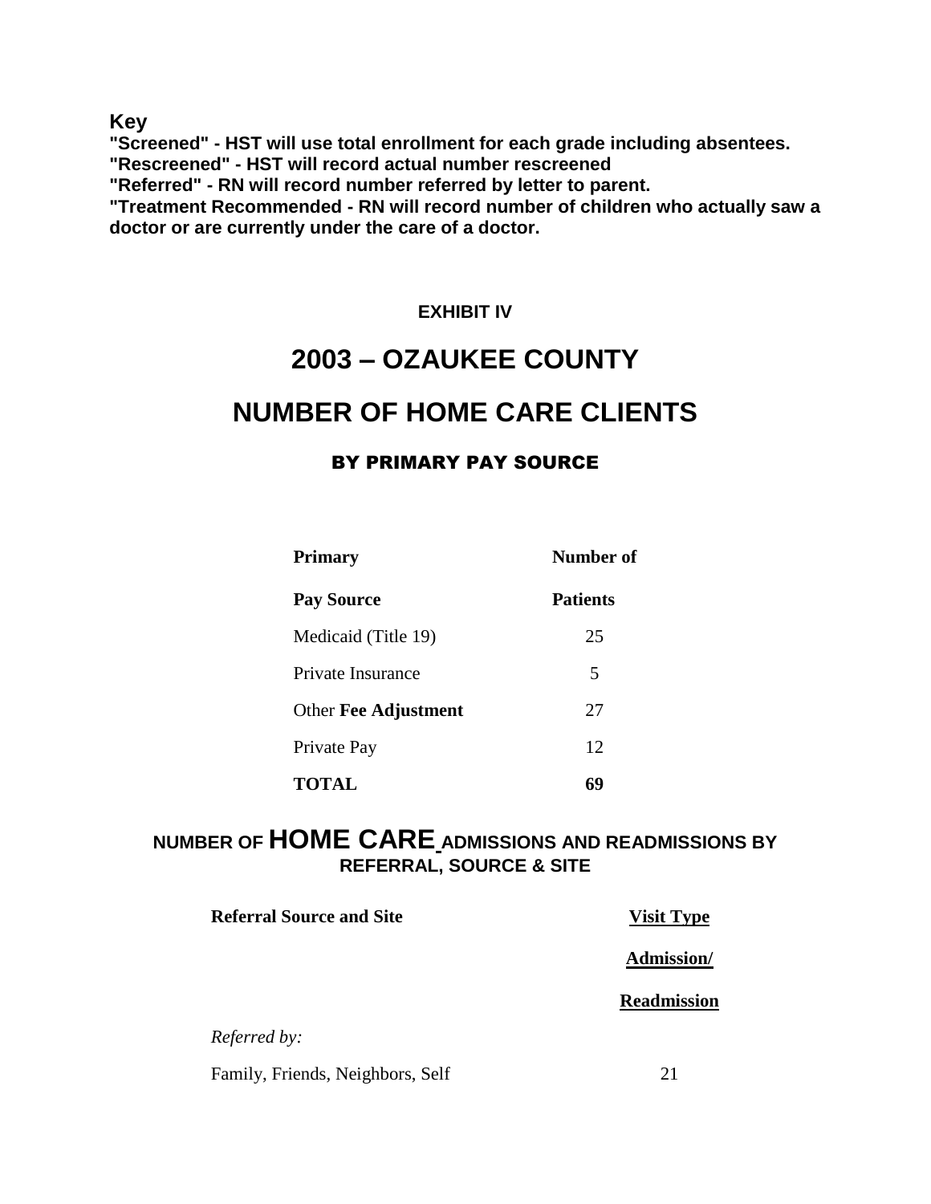**Key**

**"Screened" - HST will use total enrollment for each grade including absentees.**
**"Rescreened" - HST will record actual number rescreened**
**"Referred" - RN will record number referred by letter to parent.**
**"Treatment Recommended - RN will record number of children who actually saw a doctor or are currently under the care of a doctor.**

**EXHIBIT IV**

# 2003 – OZAUKEE COUNTY

# NUMBER OF HOME CARE CLIENTS

## BY PRIMARY PAY SOURCE

| Primary Pay Source | Number of Patients |
| --- | --- |
| Medicaid (Title 19) | 25 |
| Private Insurance | 5 |
| Other **Fee Adjustment** | 27 |
| Private Pay | 12 |
| **TOTAL** | **69** |

## NUMBER OF HOME CARE ADMISSIONS AND READMISSIONS BY REFERRAL, SOURCE & SITE

| Referral Source and Site | Visit Type Admission/ Readmission |
| --- | --- |
| *Referred by:* | |
| Family, Friends, Neighbors, Self | 21 |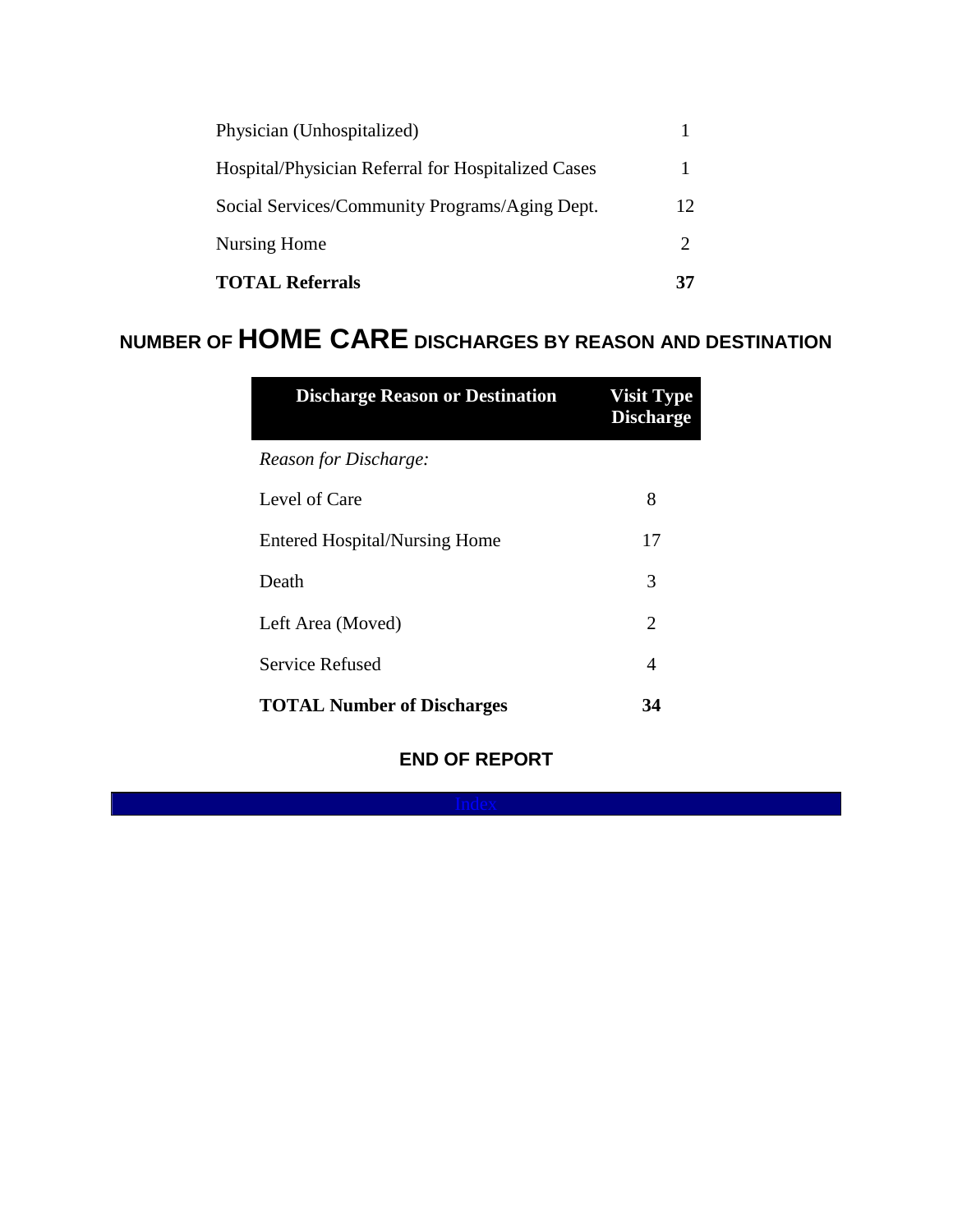| | |
|---|---|
| Physician (Unhospitalized) | 1 |
| Hospital/Physician Referral for Hospitalized Cases | 1 |
| Social Services/Community Programs/Aging Dept. | 12 |
| Nursing Home | 2 |
| **TOTAL Referrals** | **37** |

## NUMBER OF HOME CARE DISCHARGES BY REASON AND DESTINATION

| Discharge Reason or Destination | Visit Type Discharge |
|---|---|
| *Reason for Discharge:* | |
| Level of Care | 8 |
| Entered Hospital/Nursing Home | 17 |
| Death | 3 |
| Left Area (Moved) | 2 |
| Service Refused | 4 |
| **TOTAL Number of Discharges** | **34** |

**END OF REPORT**

Index